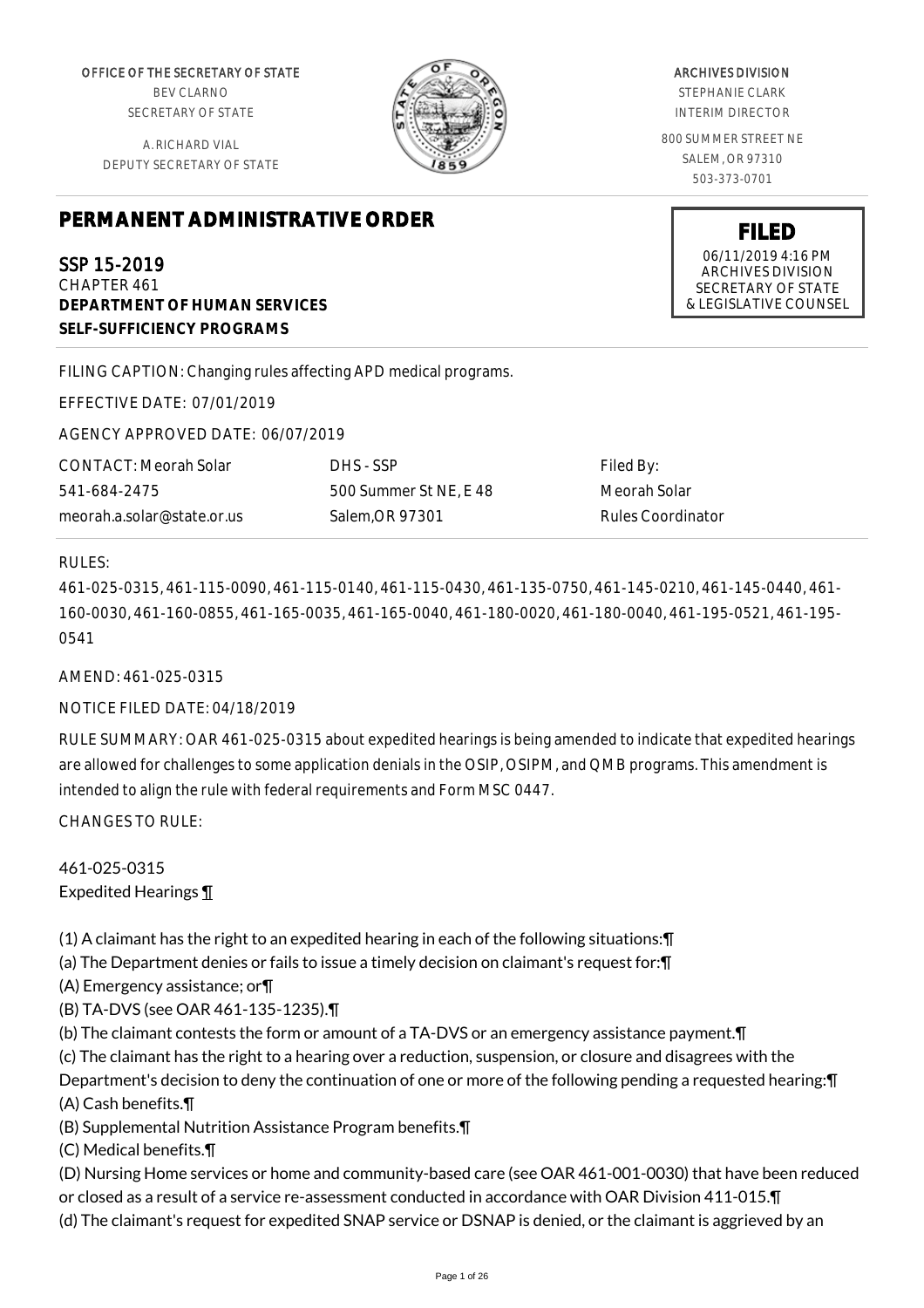OFFICE OF THE SECRETARY OF STATE
BEV CLARNO
SECRETARY OF STATE

A. RICHARD VIAL
DEPUTY SECRETARY OF STATE

ARCHIVES DIVISION
STEPHANIE CLARK
INTERIM DIRECTOR

800 SUMMER STREET NE
SALEM, OR 97310
503-373-0701

**FILED**
06/11/2019 4:16 PM
ARCHIVES DIVISION
SECRETARY OF STATE
& LEGISLATIVE COUNSEL

# PERMANENT ADMINISTRATIVE ORDER

SSP 15-2019
CHAPTER 461
**DEPARTMENT OF HUMAN SERVICES**
**SELF-SUFFICIENCY PROGRAMS**

FILING CAPTION: Changing rules affecting APD medical programs.

EFFECTIVE DATE: 07/01/2019

AGENCY APPROVED DATE: 06/07/2019

| CONTACT: Meorah Solar | DHS - SSP | Filed By: |
|---|---|---|
| 541-684-2475 | 500 Summer St NE, E 48 | Meorah Solar |
| meorah.a.solar@state.or.us | Salem,OR 97301 | Rules Coordinator |

RULES:

461-025-0315, 461-115-0090, 461-115-0140, 461-115-0430, 461-135-0750, 461-145-0210, 461-145-0440, 461-160-0030, 461-160-0855, 461-165-0035, 461-165-0040, 461-180-0020, 461-180-0040, 461-195-0521, 461-195-0541

AMEND: 461-025-0315

NOTICE FILED DATE: 04/18/2019

RULE SUMMARY: OAR 461-025-0315 about expedited hearings is being amended to indicate that expedited hearings are allowed for challenges to some application denials in the OSIP, OSIPM, and QMB programs. This amendment is intended to align the rule with federal requirements and Form MSC 0447.

CHANGES TO RULE:

461-025-0315
Expedited Hearings ¶

(1) A claimant has the right to an expedited hearing in each of the following situations:¶
(a) The Department denies or fails to issue a timely decision on claimant's request for:¶
(A) Emergency assistance; or¶
(B) TA-DVS (see OAR 461-135-1235).¶
(b) The claimant contests the form or amount of a TA-DVS or an emergency assistance payment.¶
(c) The claimant has the right to a hearing over a reduction, suspension, or closure and disagrees with the Department's decision to deny the continuation of one or more of the following pending a requested hearing:¶
(A) Cash benefits.¶
(B) Supplemental Nutrition Assistance Program benefits.¶
(C) Medical benefits.¶
(D) Nursing Home services or home and community-based care (see OAR 461-001-0030) that have been reduced or closed as a result of a service re-assessment conducted in accordance with OAR Division 411-015.¶
(d) The claimant's request for expedited SNAP service or DSNAP is denied, or the claimant is aggrieved by an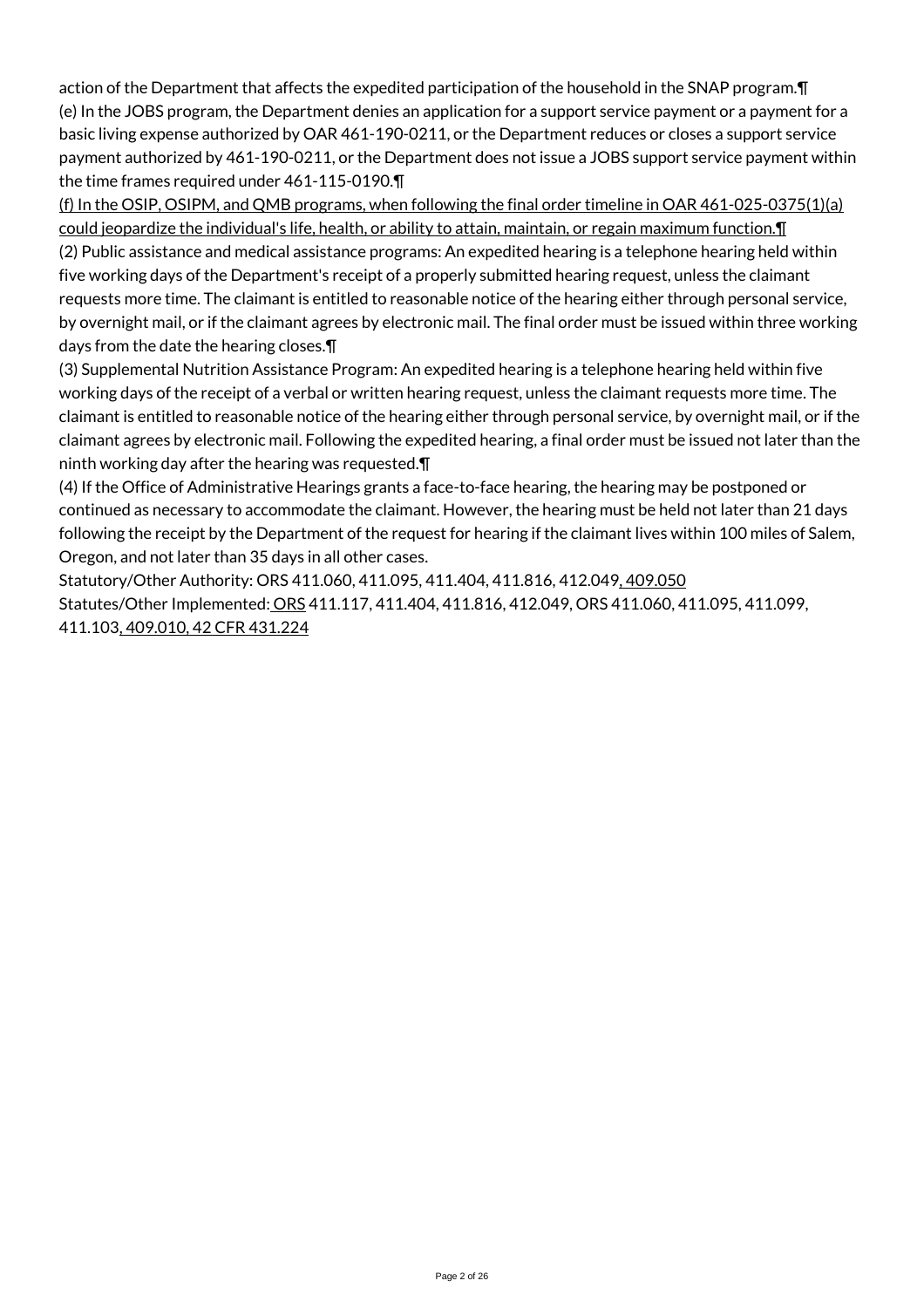action of the Department that affects the expedited participation of the household in the SNAP program.¶
(e) In the JOBS program, the Department denies an application for a support service payment or a payment for a basic living expense authorized by OAR 461-190-0211, or the Department reduces or closes a support service payment authorized by 461-190-0211, or the Department does not issue a JOBS support service payment within the time frames required under 461-115-0190.¶
(f) In the OSIP, OSIPM, and QMB programs, when following the final order timeline in OAR 461-025-0375(1)(a) could jeopardize the individual's life, health, or ability to attain, maintain, or regain maximum function.¶
(2) Public assistance and medical assistance programs: An expedited hearing is a telephone hearing held within five working days of the Department's receipt of a properly submitted hearing request, unless the claimant requests more time. The claimant is entitled to reasonable notice of the hearing either through personal service, by overnight mail, or if the claimant agrees by electronic mail. The final order must be issued within three working days from the date the hearing closes.¶
(3) Supplemental Nutrition Assistance Program: An expedited hearing is a telephone hearing held within five working days of the receipt of a verbal or written hearing request, unless the claimant requests more time. The claimant is entitled to reasonable notice of the hearing either through personal service, by overnight mail, or if the claimant agrees by electronic mail. Following the expedited hearing, a final order must be issued not later than the ninth working day after the hearing was requested.¶
(4) If the Office of Administrative Hearings grants a face-to-face hearing, the hearing may be postponed or continued as necessary to accommodate the claimant. However, the hearing must be held not later than 21 days following the receipt by the Department of the request for hearing if the claimant lives within 100 miles of Salem, Oregon, and not later than 35 days in all other cases.
Statutory/Other Authority: ORS 411.060, 411.095, 411.404, 411.816, 412.049, 409.050
Statutes/Other Implemented: ORS 411.117, 411.404, 411.816, 412.049, ORS 411.060, 411.095, 411.099, 411.103, 409.010, 42 CFR 431.224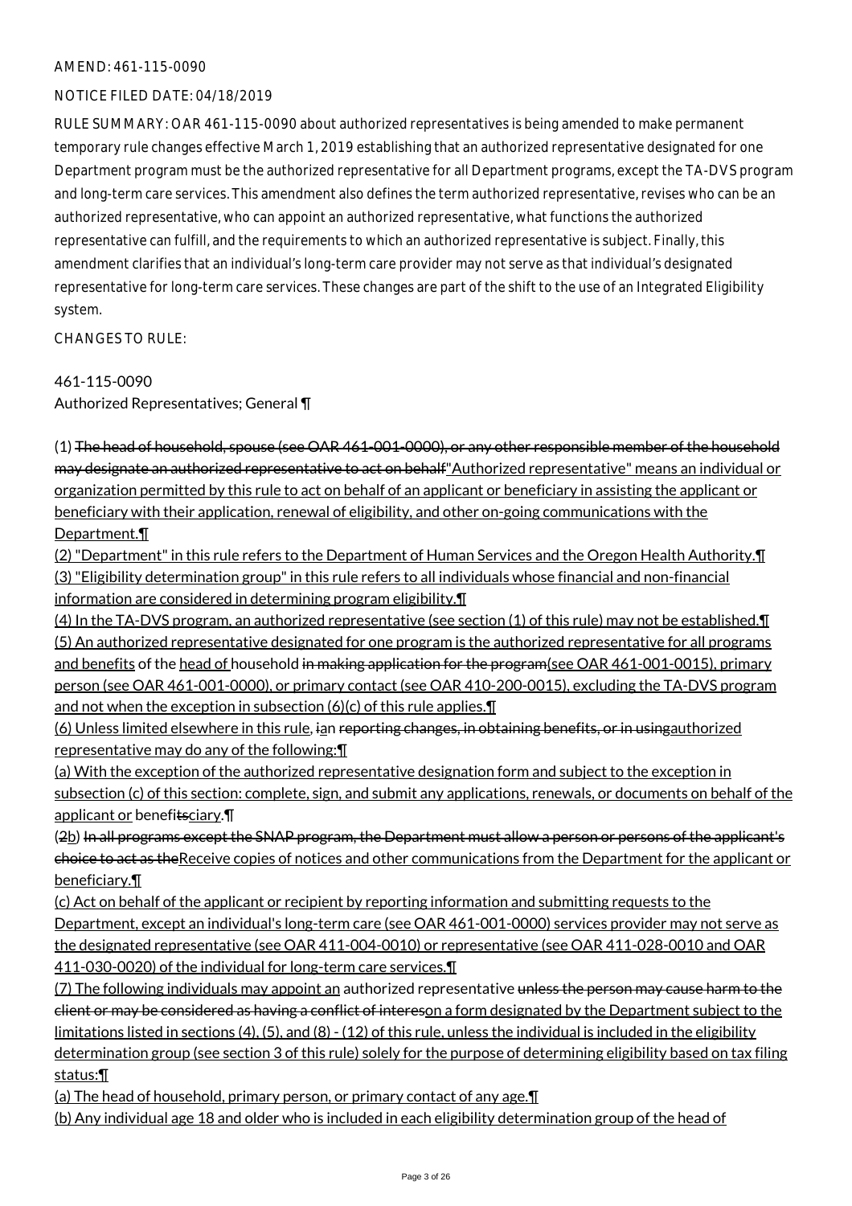AMEND: 461-115-0090

NOTICE FILED DATE: 04/18/2019

RULE SUMMARY: OAR 461-115-0090 about authorized representatives is being amended to make permanent temporary rule changes effective March 1, 2019 establishing that an authorized representative designated for one Department program must be the authorized representative for all Department programs, except the TA-DVS program and long-term care services. This amendment also defines the term authorized representative, revises who can be an authorized representative, who can appoint an authorized representative, what functions the authorized representative can fulfill, and the requirements to which an authorized representative is subject. Finally, this amendment clarifies that an individual's long-term care provider may not serve as that individual's designated representative for long-term care services. These changes are part of the shift to the use of an Integrated Eligibility system.

CHANGES TO RULE:

461-115-0090
Authorized Representatives; General ¶

(1) ~~The head of household, spouse (see OAR 461-001-0000), or any other responsible member of the household may designate an authorized representative to act on behalf~~"Authorized representative" means an individual or organization permitted by this rule to act on behalf of an applicant or beneficiary in assisting the applicant or beneficiary with their application, renewal of eligibility, and other on-going communications with the Department.¶
(2) "Department" in this rule refers to the Department of Human Services and the Oregon Health Authority.¶
(3) "Eligibility determination group" in this rule refers to all individuals whose financial and non-financial information are considered in determining program eligibility.¶
(4) In the TA-DVS program, an authorized representative (see section (1) of this rule) may not be established.¶
(5) An authorized representative designated for one program is the authorized representative for all programs and benefits of the head of household ~~in making application for the program~~(see OAR 461-001-0015), primary person (see OAR 461-001-0000), or primary contact (see OAR 410-200-0015), excluding the TA-DVS program and not when the exception in subsection (6)(c) of this rule applies.¶
(6) Unless limited elsewhere in this rule, ~~i~~an ~~reporting changes, in obtaining benefits, or in using~~authorized representative may do any of the following:¶
(a) With the exception of the authorized representative designation form and subject to the exception in subsection (c) of this section: complete, sign, and submit any applications, renewals, or documents on behalf of the applicant or benefi~~ts~~ciary.¶
(~~2~~b) ~~In all programs except the SNAP program, the Department must allow a person or persons of the applicant's choice to act as the~~Receive copies of notices and other communications from the Department for the applicant or beneficiary.¶
(c) Act on behalf of the applicant or recipient by reporting information and submitting requests to the Department, except an individual's long-term care (see OAR 461-001-0000) services provider may not serve as the designated representative (see OAR 411-004-0010) or representative (see OAR 411-028-0010 and OAR 411-030-0020) of the individual for long-term care services.¶
(7) The following individuals may appoint an authorized representative ~~unless the person may cause harm to the client or may be considered as having a conflict of interes~~on a form designated by the Department subject to the limitations listed in sections (4), (5), and (8) - (12) of this rule, unless the individual is included in the eligibility determination group (see section 3 of this rule) solely for the purpose of determining eligibility based on tax filing status:¶
(a) The head of household, primary person, or primary contact of any age.¶
(b) Any individual age 18 and older who is included in each eligibility determination group of the head of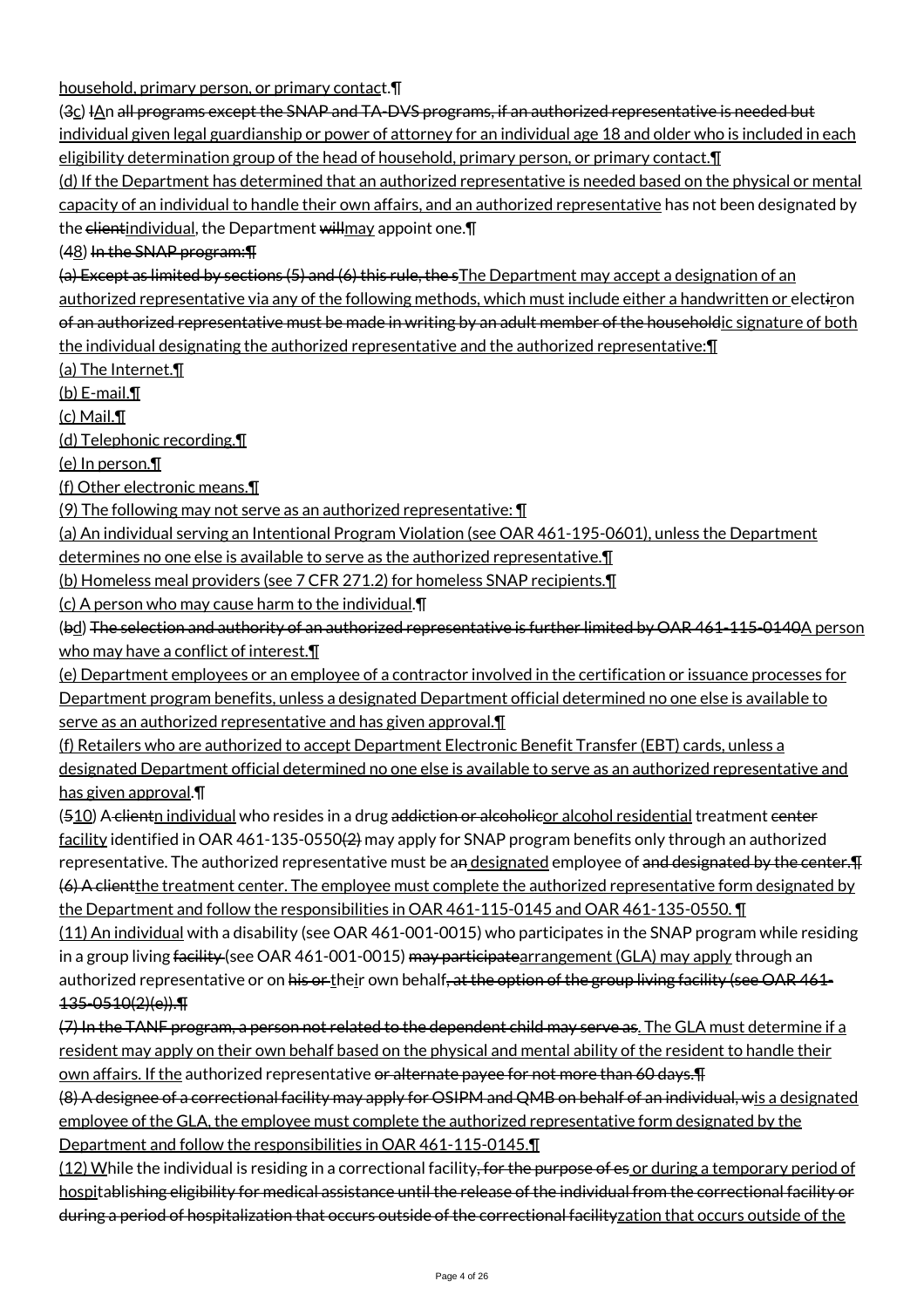household, primary person, or primary contact.¶

(3c) IAn all programs except the SNAP and TA-DVS programs, if an authorized representative is needed but individual given legal guardianship or power of attorney for an individual age 18 and older who is included in each eligibility determination group of the head of household, primary person, or primary contact.¶

(d) If the Department has determined that an authorized representative is needed based on the physical or mental capacity of an individual to handle their own affairs, and an authorized representative has not been designated by the clientindividual, the Department willmay appoint one.¶

(48) In the SNAP program:¶

(a) Except as limited by sections (5) and (6) this rule, the sThe Department may accept a designation of an authorized representative via any of the following methods, which must include either a handwritten or electiron of an authorized representative must be made in writing by an adult member of the householdic signature of both the individual designating the authorized representative and the authorized representative:¶

(a) The Internet.¶

(b) E-mail.¶

(c) Mail.¶

(d) Telephonic recording.¶

(e) In person.¶

(f) Other electronic means.¶

(9) The following may not serve as an authorized representative: ¶

(a) An individual serving an Intentional Program Violation (see OAR 461-195-0601), unless the Department determines no one else is available to serve as the authorized representative.¶

(b) Homeless meal providers (see 7 CFR 271.2) for homeless SNAP recipients.¶

(c) A person who may cause harm to the individual.¶

(bd) The selection and authority of an authorized representative is further limited by OAR 461-115-0140A person who may have a conflict of interest.¶

(e) Department employees or an employee of a contractor involved in the certification or issuance processes for Department program benefits, unless a designated Department official determined no one else is available to serve as an authorized representative and has given approval.¶

(f) Retailers who are authorized to accept Department Electronic Benefit Transfer (EBT) cards, unless a designated Department official determined no one else is available to serve as an authorized representative and has given approval.¶

(510) A clientn individual who resides in a drug addiction or alcoholicor alcohol residential treatment center facility identified in OAR 461-135-0550(2) may apply for SNAP program benefits only through an authorized representative. The authorized representative must be an designated employee of and designated by the center.¶
(6) A clientthe treatment center. The employee must complete the authorized representative form designated by the Department and follow the responsibilities in OAR 461-115-0145 and OAR 461-135-0550. ¶

(11) An individual with a disability (see OAR 461-001-0015) who participates in the SNAP program while residing in a group living facility (see OAR 461-001-0015) may participatearrangement (GLA) may apply through an authorized representative or on his or their own behalf, at the option of the group living facility (see OAR 461-135-0510(2)(e)).¶
(7) In the TANF program, a person not related to the dependent child may serve as. The GLA must determine if a resident may apply on their own behalf based on the physical and mental ability of the resident to handle their own affairs. If the authorized representative or alternate payee for not more than 60 days.¶
(8) A designee of a correctional facility may apply for OSIPM and QMB on behalf of an individual, wis a designated employee of the GLA, the employee must complete the authorized representative form designated by the Department and follow the responsibilities in OAR 461-115-0145.¶

(12) While the individual is residing in a correctional facility, for the purpose of es or during a temporary period of hospitablishing eligibility for medical assistance until the release of the individual from the correctional facility or during a period of hospitalization that occurs outside of the correctional facilityzation that occurs outside of the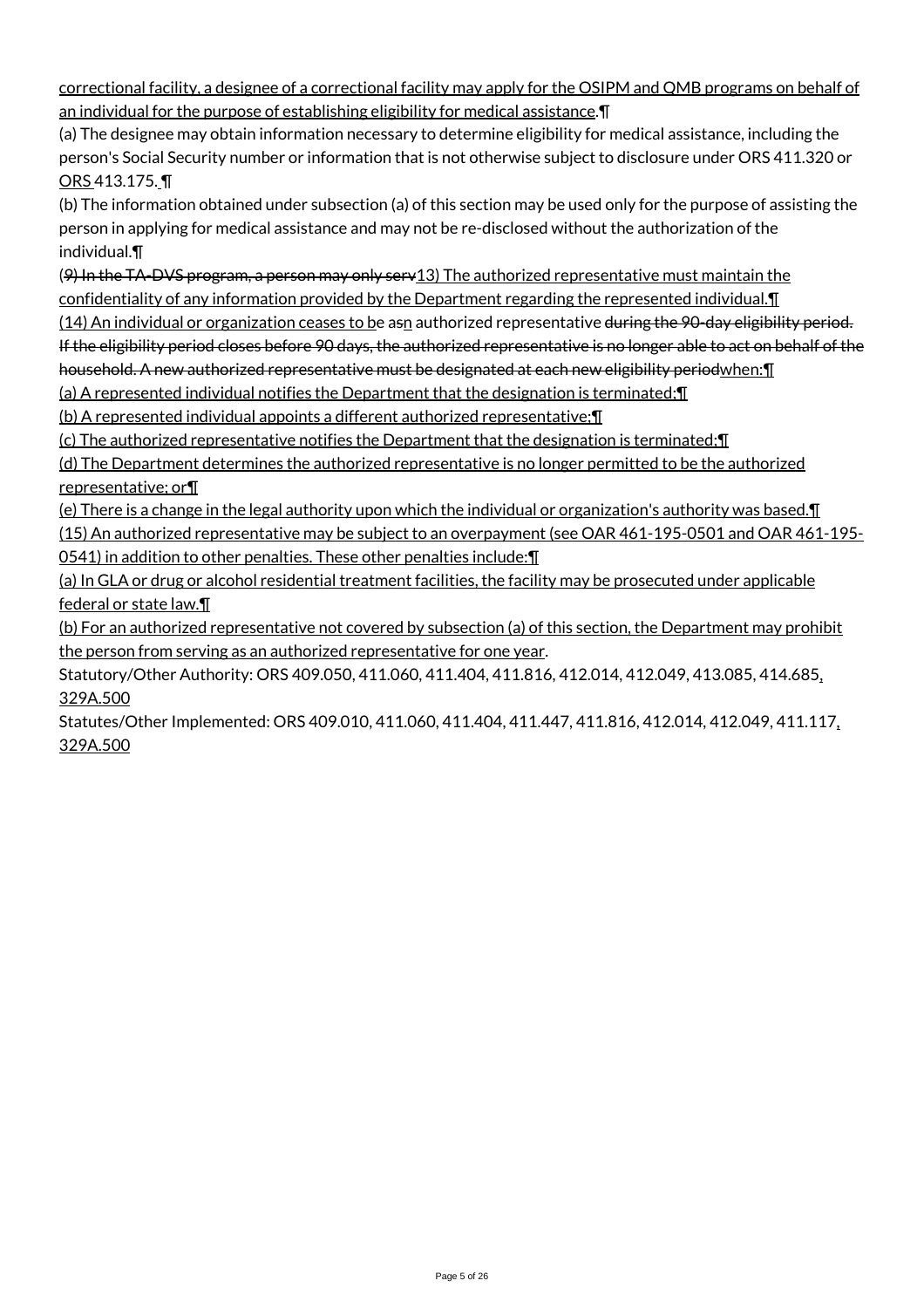correctional facility, a designee of a correctional facility may apply for the OSIPM and QMB programs on behalf of an individual for the purpose of establishing eligibility for medical assistance.¶

(a) The designee may obtain information necessary to determine eligibility for medical assistance, including the person's Social Security number or information that is not otherwise subject to disclosure under ORS 411.320 or ORS 413.175. ¶

(b) The information obtained under subsection (a) of this section may be used only for the purpose of assisting the person in applying for medical assistance and may not be re-disclosed without the authorization of the individual.¶

(~~9) In the TA-DVS program, a person may only serv~~13) The authorized representative must maintain the confidentiality of any information provided by the Department regarding the represented individual.¶

(14) An individual or organization ceases to be a~~s~~n authorized representative ~~during the 90-day eligibility period. If the eligibility period closes before 90 days, the authorized representative is no longer able to act on behalf of the household. A new authorized representative must be designated at each new eligibility period~~when:¶

(a) A represented individual notifies the Department that the designation is terminated;¶

(b) A represented individual appoints a different authorized representative;¶

(c) The authorized representative notifies the Department that the designation is terminated;¶

(d) The Department determines the authorized representative is no longer permitted to be the authorized representative; or¶

(e) There is a change in the legal authority upon which the individual or organization's authority was based.¶

(15) An authorized representative may be subject to an overpayment (see OAR 461-195-0501 and OAR 461-195-0541) in addition to other penalties. These other penalties include:¶

(a) In GLA or drug or alcohol residential treatment facilities, the facility may be prosecuted under applicable federal or state law.¶

(b) For an authorized representative not covered by subsection (a) of this section, the Department may prohibit the person from serving as an authorized representative for one year.

Statutory/Other Authority: ORS 409.050, 411.060, 411.404, 411.816, 412.014, 412.049, 413.085, 414.685, 329A.500

Statutes/Other Implemented: ORS 409.010, 411.060, 411.404, 411.447, 411.816, 412.014, 412.049, 411.117, 329A.500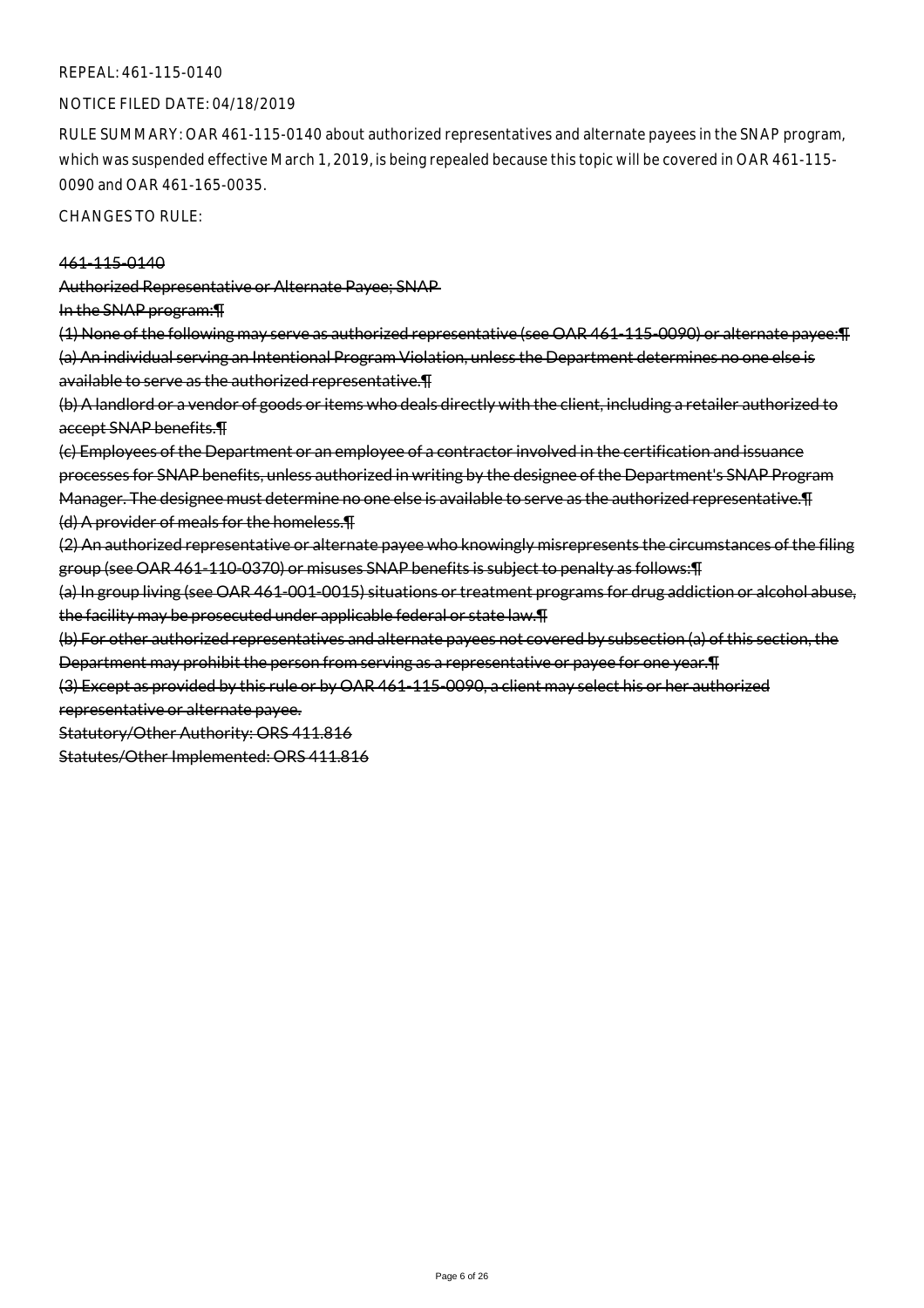REPEAL: 461-115-0140

NOTICE FILED DATE: 04/18/2019

RULE SUMMARY: OAR 461-115-0140 about authorized representatives and alternate payees in the SNAP program, which was suspended effective March 1, 2019, is being repealed because this topic will be covered in OAR 461-115-0090 and OAR 461-165-0035.

CHANGES TO RULE:

~~461-115-0140~~

~~Authorized Representative or Alternate Payee; SNAP~~

~~In the SNAP program:¶~~

~~(1) None of the following may serve as authorized representative (see OAR 461-115-0090) or alternate payee:¶~~

~~(a) An individual serving an Intentional Program Violation, unless the Department determines no one else is available to serve as the authorized representative.¶~~

~~(b) A landlord or a vendor of goods or items who deals directly with the client, including a retailer authorized to accept SNAP benefits.¶~~

~~(c) Employees of the Department or an employee of a contractor involved in the certification and issuance processes for SNAP benefits, unless authorized in writing by the designee of the Department's SNAP Program Manager. The designee must determine no one else is available to serve as the authorized representative.¶~~

~~(d) A provider of meals for the homeless.¶~~

~~(2) An authorized representative or alternate payee who knowingly misrepresents the circumstances of the filing group (see OAR 461-110-0370) or misuses SNAP benefits is subject to penalty as follows:¶~~

~~(a) In group living (see OAR 461-001-0015) situations or treatment programs for drug addiction or alcohol abuse, the facility may be prosecuted under applicable federal or state law.¶~~

~~(b) For other authorized representatives and alternate payees not covered by subsection (a) of this section, the Department may prohibit the person from serving as a representative or payee for one year.¶~~

~~(3) Except as provided by this rule or by OAR 461-115-0090, a client may select his or her authorized representative or alternate payee.~~

~~Statutory/Other Authority: ORS 411.816~~

~~Statutes/Other Implemented: ORS 411.816~~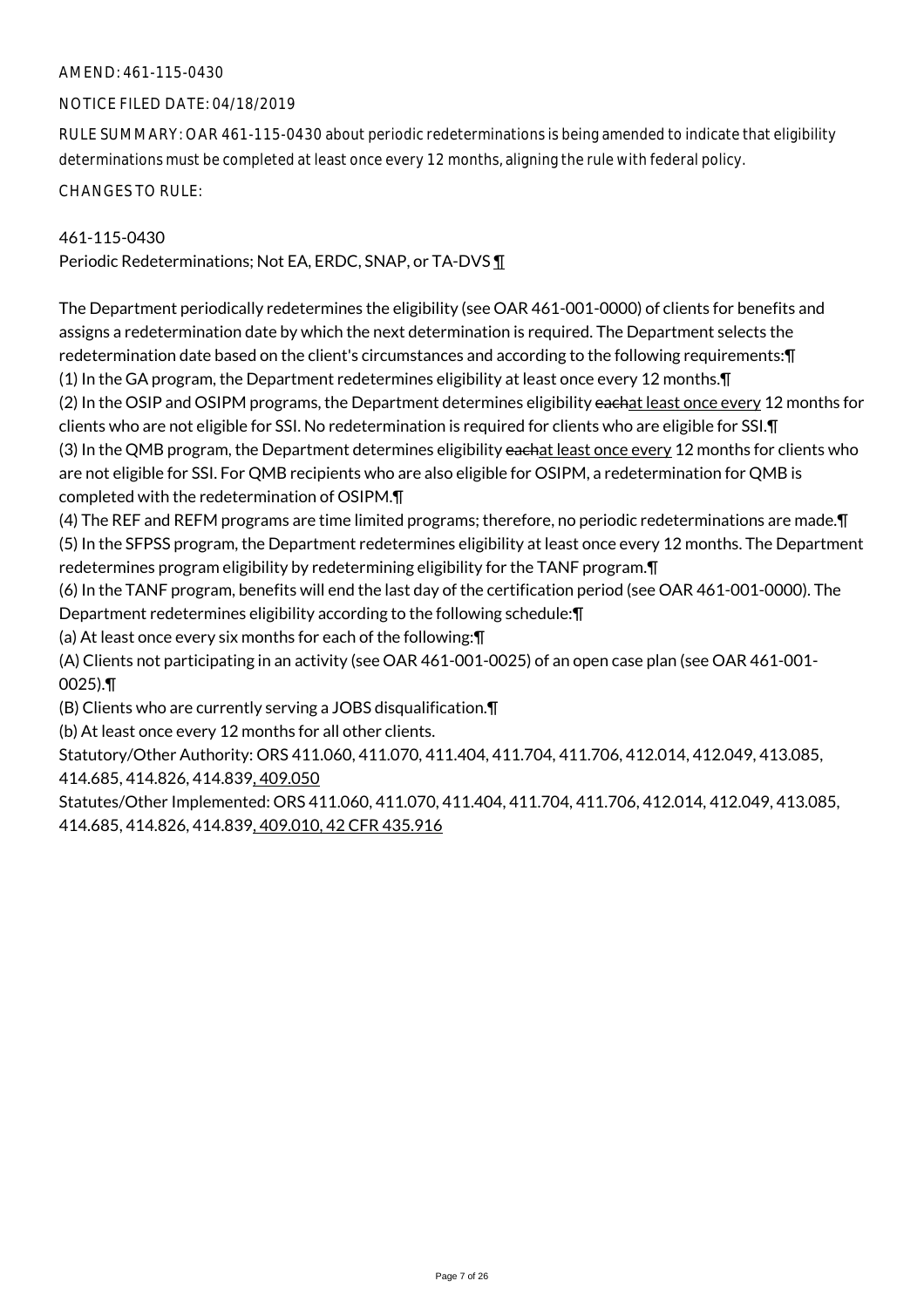AMEND: 461-115-0430

NOTICE FILED DATE: 04/18/2019

RULE SUMMARY: OAR 461-115-0430 about periodic redeterminations is being amended to indicate that eligibility determinations must be completed at least once every 12 months, aligning the rule with federal policy.

CHANGES TO RULE:

461-115-0430
Periodic Redeterminations; Not EA, ERDC, SNAP, or TA-DVS ¶

The Department periodically redetermines the eligibility (see OAR 461-001-0000) of clients for benefits and assigns a redetermination date by which the next determination is required. The Department selects the redetermination date based on the client's circumstances and according to the following requirements:¶
(1) In the GA program, the Department redetermines eligibility at least once every 12 months.¶
(2) In the OSIP and OSIPM programs, the Department determines eligibility ~~each~~at least once every 12 months for clients who are not eligible for SSI. No redetermination is required for clients who are eligible for SSI.¶
(3) In the QMB program, the Department determines eligibility ~~each~~at least once every 12 months for clients who are not eligible for SSI. For QMB recipients who are also eligible for OSIPM, a redetermination for QMB is completed with the redetermination of OSIPM.¶
(4) The REF and REFM programs are time limited programs; therefore, no periodic redeterminations are made.¶
(5) In the SFPSS program, the Department redetermines eligibility at least once every 12 months. The Department redetermines program eligibility by redetermining eligibility for the TANF program.¶
(6) In the TANF program, benefits will end the last day of the certification period (see OAR 461-001-0000). The Department redetermines eligibility according to the following schedule:¶
(a) At least once every six months for each of the following:¶
(A) Clients not participating in an activity (see OAR 461-001-0025) of an open case plan (see OAR 461-001-0025).¶
(B) Clients who are currently serving a JOBS disqualification.¶
(b) At least once every 12 months for all other clients.

Statutory/Other Authority: ORS 411.060, 411.070, 411.404, 411.704, 411.706, 412.014, 412.049, 413.085, 414.685, 414.826, 414.839, 409.050
Statutes/Other Implemented: ORS 411.060, 411.070, 411.404, 411.704, 411.706, 412.014, 412.049, 413.085, 414.685, 414.826, 414.839, 409.010, 42 CFR 435.916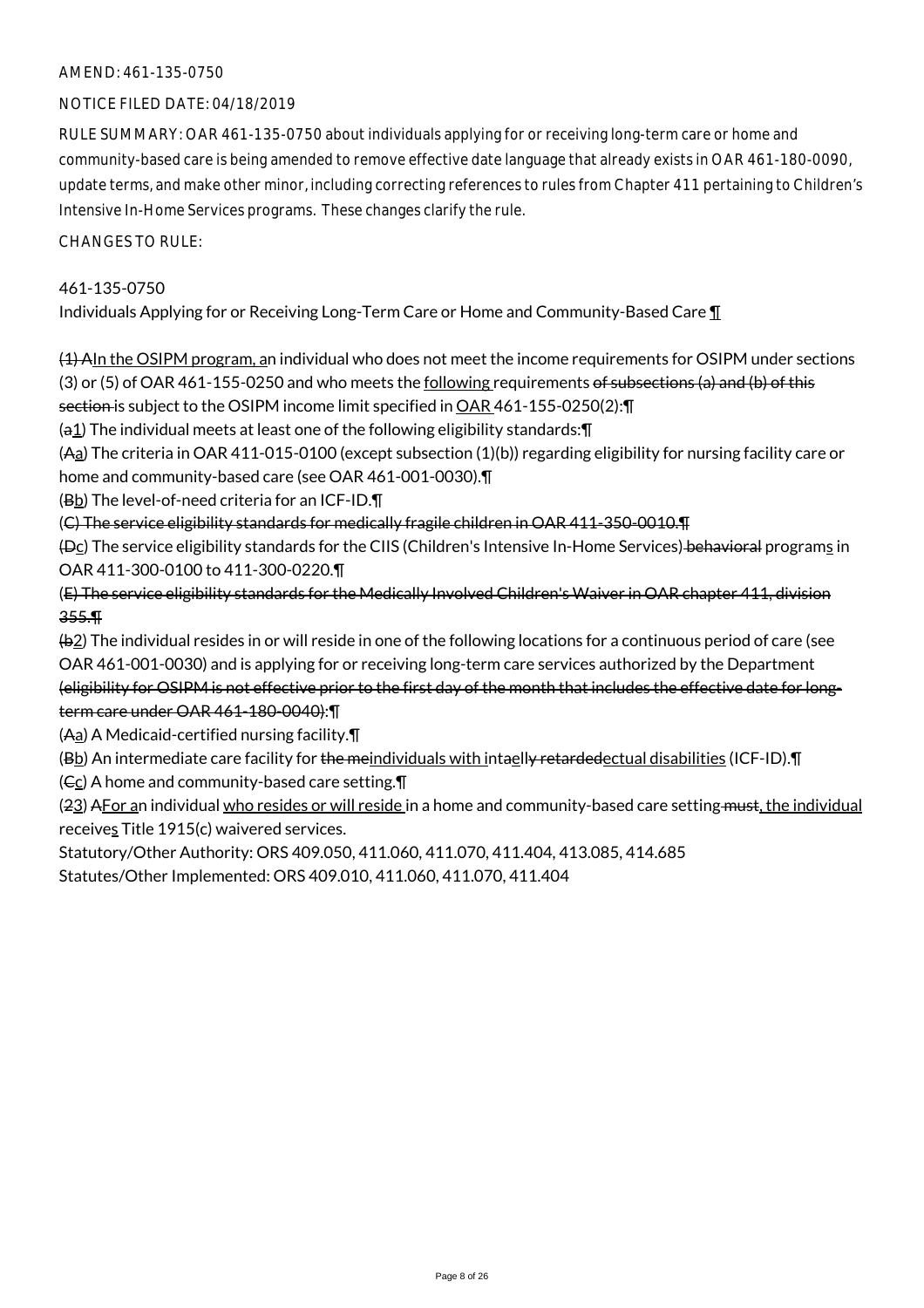AMEND: 461-135-0750

NOTICE FILED DATE: 04/18/2019

RULE SUMMARY: OAR 461-135-0750 about individuals applying for or receiving long-term care or home and community-based care is being amended to remove effective date language that already exists in OAR 461-180-0090, update terms, and make other minor, including correcting references to rules from Chapter 411 pertaining to Children's Intensive In-Home Services programs. These changes clarify the rule.

CHANGES TO RULE:

461-135-0750
Individuals Applying for or Receiving Long-Term Care or Home and Community-Based Care ¶

~~(1) A~~In the OSIPM program, an individual who does not meet the income requirements for OSIPM under sections (3) or (5) of OAR 461-155-0250 and who meets the following requirements ~~of subsections (a) and (b) of this section~~ is subject to the OSIPM income limit specified in OAR 461-155-0250(2):¶

(~~a~~1) The individual meets at least one of the following eligibility standards:¶

(~~A~~a) The criteria in OAR 411-015-0100 (except subsection (1)(b)) regarding eligibility for nursing facility care or home and community-based care (see OAR 461-001-0030).¶

(~~B~~b) The level-of-need criteria for an ICF-ID.¶

~~(C) The service eligibility standards for medically fragile children in OAR 411-350-0010.¶~~

(~~D~~c) The service eligibility standards for the CIIS (Children's Intensive In-Home Services) ~~behavioral~~ programs in OAR 411-300-0100 to 411-300-0220.¶

~~(E) The service eligibility standards for the Medically Involved Children's Waiver in OAR chapter 411, division 355.¶~~

(~~b~~2) The individual resides in or will reside in one of the following locations for a continuous period of care (see OAR 461-001-0030) and is applying for or receiving long-term care services authorized by the Department ~~(eligibility for OSIPM is not effective prior to the first day of the month that includes the effective date for long-term care under OAR 461-180-0040)~~:¶

(~~A~~a) A Medicaid-certified nursing facility.¶

(~~B~~b) An intermediate care facility for ~~the me~~individuals with int~~a~~e~~lly retarded~~ectual disabilities (ICF-ID).¶

(~~C~~c) A home and community-based care setting.¶

(~~2~~3) ~~A~~For an individual who resides or will reside in a home and community-based care setting ~~must~~, the individual receives Title 1915(c) waivered services.

Statutory/Other Authority: ORS 409.050, 411.060, 411.070, 411.404, 413.085, 414.685
Statutes/Other Implemented: ORS 409.010, 411.060, 411.070, 411.404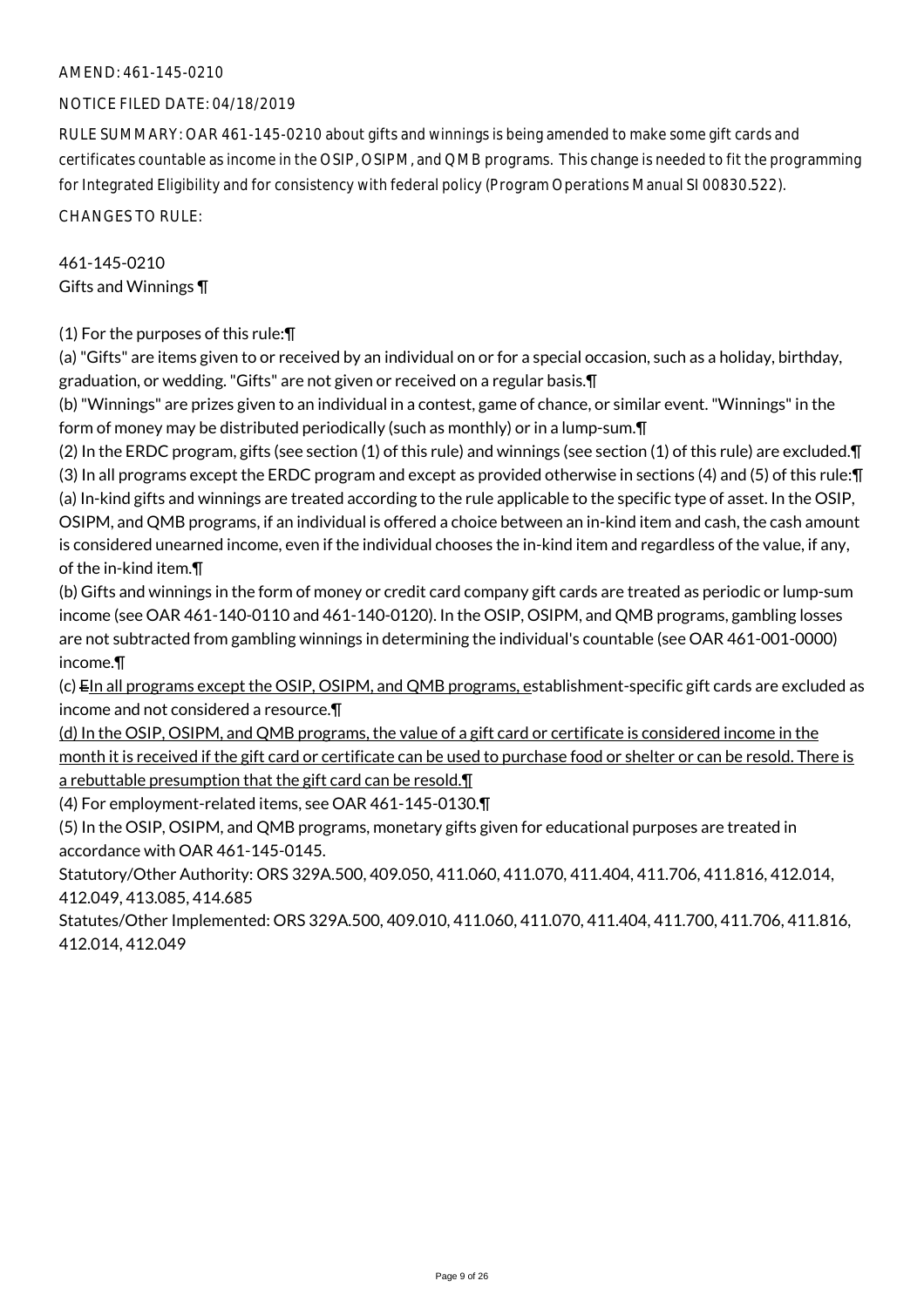AMEND: 461-145-0210

NOTICE FILED DATE: 04/18/2019

RULE SUMMARY: OAR 461-145-0210 about gifts and winnings is being amended to make some gift cards and certificates countable as income in the OSIP, OSIPM, and QMB programs. This change is needed to fit the programming for Integrated Eligibility and for consistency with federal policy (Program Operations Manual SI 00830.522).

CHANGES TO RULE:

461-145-0210
Gifts and Winnings ¶

(1) For the purposes of this rule:¶
(a) "Gifts" are items given to or received by an individual on or for a special occasion, such as a holiday, birthday, graduation, or wedding. "Gifts" are not given or received on a regular basis.¶
(b) "Winnings" are prizes given to an individual in a contest, game of chance, or similar event. "Winnings" in the form of money may be distributed periodically (such as monthly) or in a lump-sum.¶
(2) In the ERDC program, gifts (see section (1) of this rule) and winnings (see section (1) of this rule) are excluded.¶
(3) In all programs except the ERDC program and except as provided otherwise in sections (4) and (5) of this rule:¶
(a) In-kind gifts and winnings are treated according to the rule applicable to the specific type of asset. In the OSIP, OSIPM, and QMB programs, if an individual is offered a choice between an in-kind item and cash, the cash amount is considered unearned income, even if the individual chooses the in-kind item and regardless of the value, if any, of the in-kind item.¶
(b) Gifts and winnings in the form of money or credit card company gift cards are treated as periodic or lump-sum income (see OAR 461-140-0110 and 461-140-0120). In the OSIP, OSIPM, and QMB programs, gambling losses are not subtracted from gambling winnings in determining the individual's countable (see OAR 461-001-0000) income.¶
(c) ~~E~~In all programs except the OSIP, OSIPM, and QMB programs, establishment-specific gift cards are excluded as income and not considered a resource.¶
(d) In the OSIP, OSIPM, and QMB programs, the value of a gift card or certificate is considered income in the month it is received if the gift card or certificate can be used to purchase food or shelter or can be resold. There is a rebuttable presumption that the gift card can be resold.¶
(4) For employment-related items, see OAR 461-145-0130.¶
(5) In the OSIP, OSIPM, and QMB programs, monetary gifts given for educational purposes are treated in accordance with OAR 461-145-0145.

Statutory/Other Authority: ORS 329A.500, 409.050, 411.060, 411.070, 411.404, 411.706, 411.816, 412.014, 412.049, 413.085, 414.685

Statutes/Other Implemented: ORS 329A.500, 409.010, 411.060, 411.070, 411.404, 411.700, 411.706, 411.816, 412.014, 412.049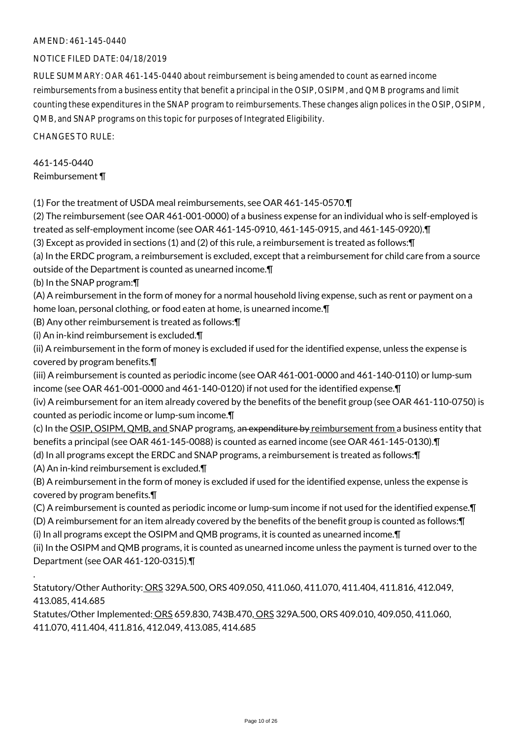AMEND: 461-145-0440

NOTICE FILED DATE: 04/18/2019

RULE SUMMARY: OAR 461-145-0440 about reimbursement is being amended to count as earned income reimbursements from a business entity that benefit a principal in the OSIP, OSIPM, and QMB programs and limit counting these expenditures in the SNAP program to reimbursements. These changes align polices in the OSIP, OSIPM, QMB, and SNAP programs on this topic for purposes of Integrated Eligibility.

CHANGES TO RULE:

461-145-0440
Reimbursement ¶

(1) For the treatment of USDA meal reimbursements, see OAR 461-145-0570.¶
(2) The reimbursement (see OAR 461-001-0000) of a business expense for an individual who is self-employed is treated as self-employment income (see OAR 461-145-0910, 461-145-0915, and 461-145-0920).¶
(3) Except as provided in sections (1) and (2) of this rule, a reimbursement is treated as follows:¶
(a) In the ERDC program, a reimbursement is excluded, except that a reimbursement for child care from a source outside of the Department is counted as unearned income.¶
(b) In the SNAP program:¶
(A) A reimbursement in the form of money for a normal household living expense, such as rent or payment on a home loan, personal clothing, or food eaten at home, is unearned income.¶
(B) Any other reimbursement is treated as follows:¶
(i) An in-kind reimbursement is excluded.¶
(ii) A reimbursement in the form of money is excluded if used for the identified expense, unless the expense is covered by program benefits.¶
(iii) A reimbursement is counted as periodic income (see OAR 461-001-0000 and 461-140-0110) or lump-sum income (see OAR 461-001-0000 and 461-140-0120) if not used for the identified expense.¶
(iv) A reimbursement for an item already covered by the benefits of the benefit group (see OAR 461-110-0750) is counted as periodic income or lump-sum income.¶
(c) In the <u>OSIP, OSIPM, QMB, and</u> SNAP program<u>s</u>, a~~n expenditure by~~ <u>reimbursement from</u> a business entity that benefits a principal (see OAR 461-145-0088) is counted as earned income (see OAR 461-145-0130).¶
(d) In all programs except the ERDC and SNAP programs, a reimbursement is treated as follows:¶
(A) An in-kind reimbursement is excluded.¶
(B) A reimbursement in the form of money is excluded if used for the identified expense, unless the expense is covered by program benefits.¶
(C) A reimbursement is counted as periodic income or lump-sum income if not used for the identified expense.¶
(D) A reimbursement for an item already covered by the benefits of the benefit group is counted as follows:¶
(i) In all programs except the OSIPM and QMB programs, it is counted as unearned income.¶
(ii) In the OSIPM and QMB programs, it is counted as unearned income unless the payment is turned over to the Department (see OAR 461-120-0315).¶
.
Statutory/Other Authority: <u>ORS</u> 329A.500, ORS 409.050, 411.060, 411.070, 411.404, 411.816, 412.049, 413.085, 414.685
Statutes/Other Implemented: <u>ORS</u> 659.830, 743B.470, <u>ORS</u> 329A.500, ORS 409.010, 409.050, 411.060, 411.070, 411.404, 411.816, 412.049, 413.085, 414.685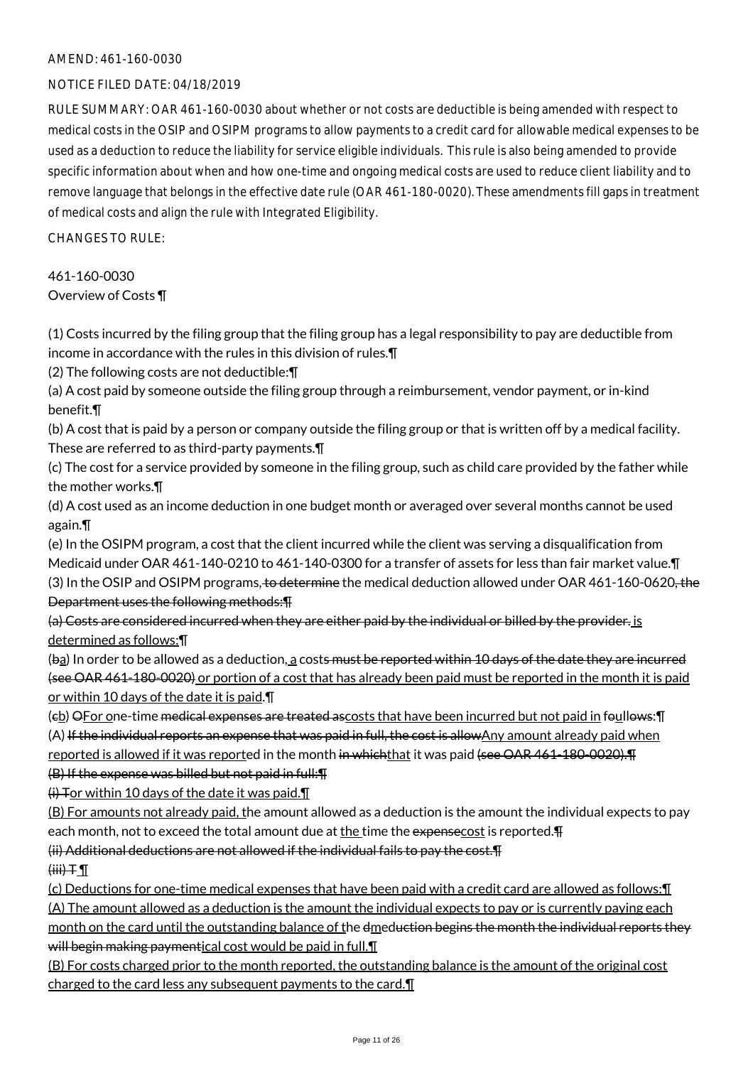AMEND: 461-160-0030

NOTICE FILED DATE: 04/18/2019

RULE SUMMARY: OAR 461-160-0030 about whether or not costs are deductible is being amended with respect to medical costs in the OSIP and OSIPM programs to allow payments to a credit card for allowable medical expenses to be used as a deduction to reduce the liability for service eligible individuals. This rule is also being amended to provide specific information about when and how one-time and ongoing medical costs are used to reduce client liability and to remove language that belongs in the effective date rule (OAR 461-180-0020). These amendments fill gaps in treatment of medical costs and align the rule with Integrated Eligibility.

CHANGES TO RULE:

461-160-0030
Overview of Costs ¶

(1) Costs incurred by the filing group that the filing group has a legal responsibility to pay are deductible from income in accordance with the rules in this division of rules.¶
(2) The following costs are not deductible:¶
(a) A cost paid by someone outside the filing group through a reimbursement, vendor payment, or in-kind benefit.¶
(b) A cost that is paid by a person or company outside the filing group or that is written off by a medical facility. These are referred to as third-party payments.¶
(c) The cost for a service provided by someone in the filing group, such as child care provided by the father while the mother works.¶
(d) A cost used as an income deduction in one budget month or averaged over several months cannot be used again.¶
(e) In the OSIPM program, a cost that the client incurred while the client was serving a disqualification from Medicaid under OAR 461-140-0210 to 461-140-0300 for a transfer of assets for less than fair market value.¶
(3) In the OSIP and OSIPM programs, ~~to determine~~ the medical deduction allowed under OAR 461-160-0620~~, the Department uses the following methods:¶~~
~~(a) Costs are considered incurred when they are either paid by the individual or billed by the provider.~~ is determined as follows:¶
(~~b~~a) In order to be allowed as a deduction, a cost~~s must be reported within 10 days of the date they are incurred (see OAR 461-180-0020)~~ or portion of a cost that has already been paid must be reported in the month it is paid or within 10 days of the date it is paid.¶
(~~c~~b) ~~O~~For one-time ~~medical expenses are treated as~~costs that have been incurred but not paid in f~~o~~ullows:¶
(A) ~~If the individual reports an expense that was paid in full, the cost is allow~~Any amount already paid when reported is allowed if it was reported in the month ~~in which~~that it was paid ~~(see OAR 461-180-0020).¶~~
~~(B) If the expense was billed but not paid in full:¶~~
~~(i) T~~or within 10 days of the date it was paid.¶
(B) For amounts not already paid, the amount allowed as a deduction is the amount the individual expects to pay each month, not to exceed the total amount due at the time the ~~expense~~cost is reported.¶
~~(ii) Additional deductions are not allowed if the individual fails to pay the cost.¶~~
~~(iii) T~~ ¶
(c) Deductions for one-time medical expenses that have been paid with a credit card are allowed as follows:¶
(A) The amount allowed as a deduction is the amount the individual expects to pay or is currently paying each month on the card until the outstanding balance of the ~~d~~med~~uction begins the month the individual reports they will begin making payment~~ical cost would be paid in full.¶
(B) For costs charged prior to the month reported, the outstanding balance is the amount of the original cost charged to the card less any subsequent payments to the card.¶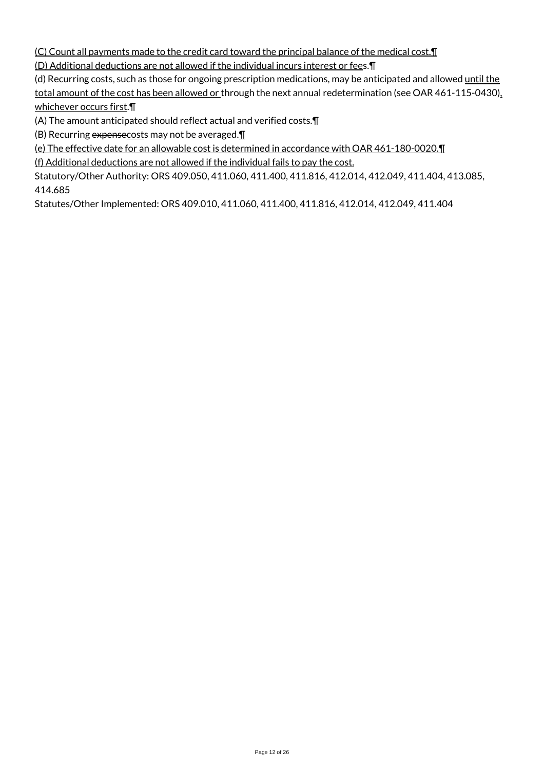(C) Count all payments made to the credit card toward the principal balance of the medical cost.¶

(D) Additional deductions are not allowed if the individual incurs interest or fees.¶

(d) Recurring costs, such as those for ongoing prescription medications, may be anticipated and allowed until the total amount of the cost has been allowed or through the next annual redetermination (see OAR 461-115-0430), whichever occurs first.¶

(A) The amount anticipated should reflect actual and verified costs.¶

(B) Recurring ~~expense~~costs may not be averaged.¶

(e) The effective date for an allowable cost is determined in accordance with OAR 461-180-0020.¶

(f) Additional deductions are not allowed if the individual fails to pay the cost.

Statutory/Other Authority: ORS 409.050, 411.060, 411.400, 411.816, 412.014, 412.049, 411.404, 413.085, 414.685

Statutes/Other Implemented: ORS 409.010, 411.060, 411.400, 411.816, 412.014, 412.049, 411.404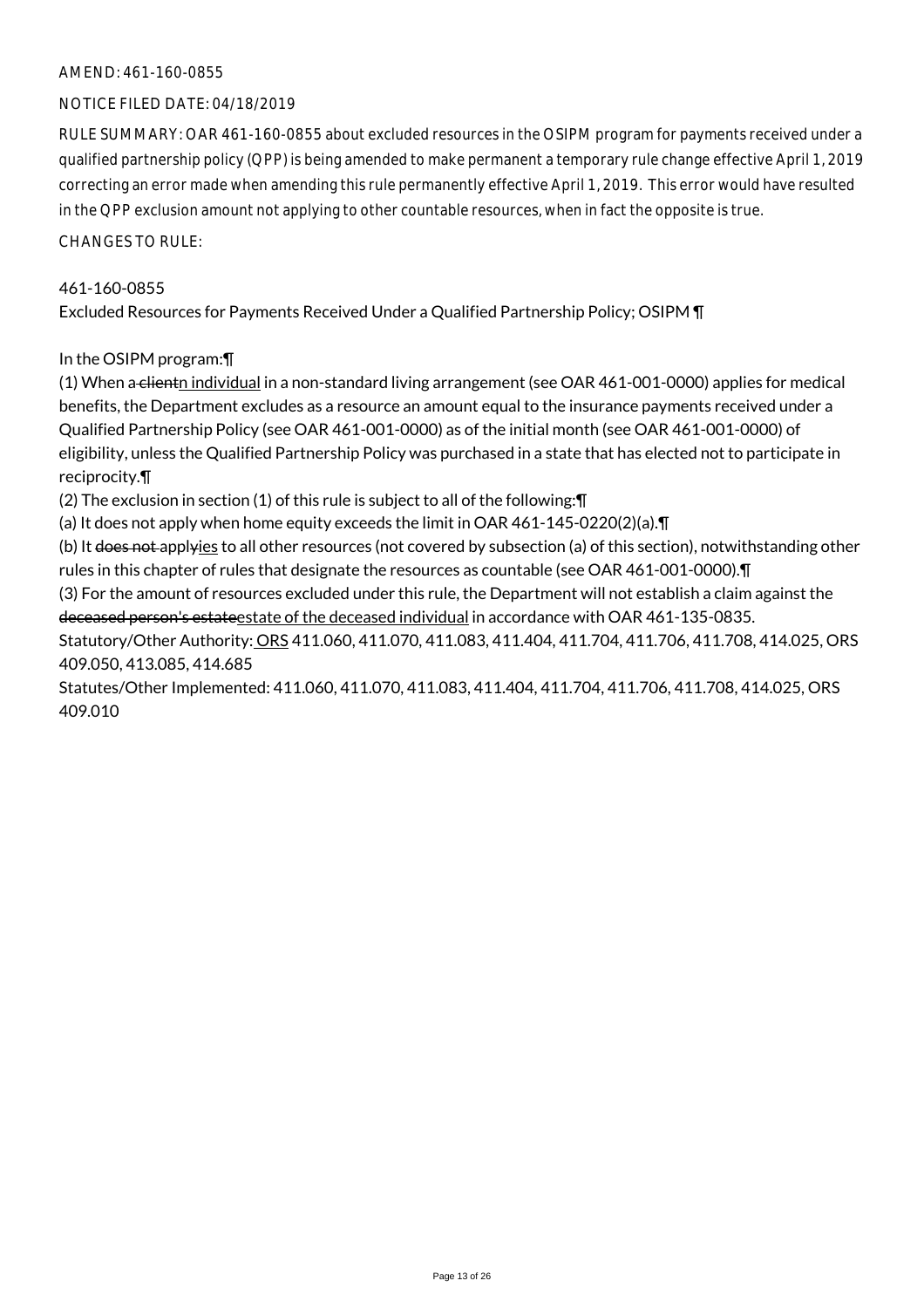AMEND: 461-160-0855

NOTICE FILED DATE: 04/18/2019

RULE SUMMARY: OAR 461-160-0855 about excluded resources in the OSIPM program for payments received under a qualified partnership policy (QPP) is being amended to make permanent a temporary rule change effective April 1, 2019 correcting an error made when amending this rule permanently effective April 1, 2019. This error would have resulted in the QPP exclusion amount not applying to other countable resources, when in fact the opposite is true.

CHANGES TO RULE:

461-160-0855
Excluded Resources for Payments Received Under a Qualified Partnership Policy; OSIPM ¶

In the OSIPM program:¶
(1) When ~~a client~~n individual in a non-standard living arrangement (see OAR 461-001-0000) applies for medical benefits, the Department excludes as a resource an amount equal to the insurance payments received under a Qualified Partnership Policy (see OAR 461-001-0000) as of the initial month (see OAR 461-001-0000) of eligibility, unless the Qualified Partnership Policy was purchased in a state that has elected not to participate in reciprocity.¶
(2) The exclusion in section (1) of this rule is subject to all of the following:¶
(a) It does not apply when home equity exceeds the limit in OAR 461-145-0220(2)(a).¶
(b) It ~~does not~~ apply~~y~~ies to all other resources (not covered by subsection (a) of this section), notwithstanding other rules in this chapter of rules that designate the resources as countable (see OAR 461-001-0000).¶
(3) For the amount of resources excluded under this rule, the Department will not establish a claim against the ~~deceased person's estate~~estate of the deceased individual in accordance with OAR 461-135-0835.
Statutory/Other Authority: ORS 411.060, 411.070, 411.083, 411.404, 411.704, 411.706, 411.708, 414.025, ORS 409.050, 413.085, 414.685
Statutes/Other Implemented: 411.060, 411.070, 411.083, 411.404, 411.704, 411.706, 411.708, 414.025, ORS 409.010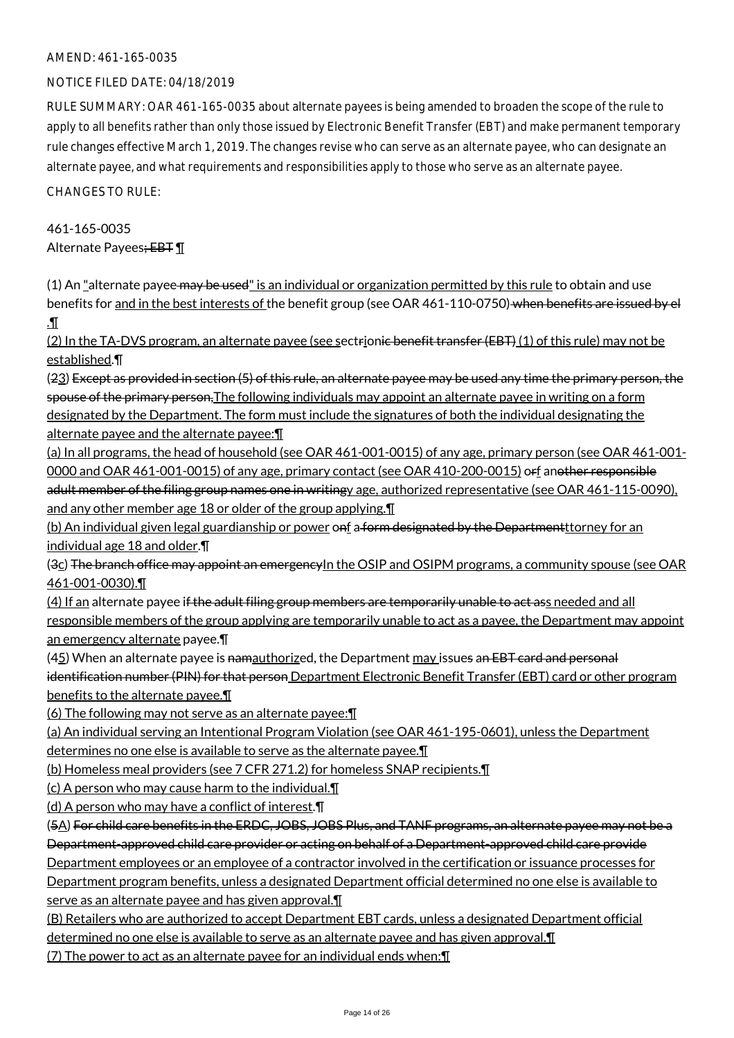AMEND: 461-165-0035

NOTICE FILED DATE: 04/18/2019

RULE SUMMARY: OAR 461-165-0035 about alternate payees is being amended to broaden the scope of the rule to apply to all benefits rather than only those issued by Electronic Benefit Transfer (EBT) and make permanent temporary rule changes effective March 1, 2019. The changes revise who can serve as an alternate payee, who can designate an alternate payee, and what requirements and responsibilities apply to those who serve as an alternate payee.

CHANGES TO RULE:

461-165-0035
Alternate Payees; EBT ¶

(1) An "alternate payee may be used" is an individual or organization permitted by this rule to obtain and use benefits for and in the best interests of the benefit group (see OAR 461-110-0750) when benefits are issued by el .¶
(2) In the TA-DVS program, an alternate payee (see sectrionic benefit transfer (EBT) (1) of this rule) may not be established.¶
(23) Except as provided in section (5) of this rule, an alternate payee may be used any time the primary person, the spouse of the primary person,The following individuals may appoint an alternate payee in writing on a form designated by the Department. The form must include the signatures of both the individual designating the alternate payee and the alternate payee:¶
(a) In all programs, the head of household (see OAR 461-001-0015) of any age, primary person (see OAR 461-001-0000 and OAR 461-001-0015) of any age, primary contact (see OAR 410-200-0015) orf another responsible adult member of the filing group names one in writingy age, authorized representative (see OAR 461-115-0090), and any other member age 18 or older of the group applying.¶
(b) An individual given legal guardianship or power onf a form designated by the Departmentttorney for an individual age 18 and older.¶
(3c) The branch office may appoint an emergencyIn the OSIP and OSIPM programs, a community spouse (see OAR 461-001-0030).¶
(4) If an alternate payee if the adult filing group members are temporarily unable to act ass needed and all responsible members of the group applying are temporarily unable to act as a payee, the Department may appoint an emergency alternate payee.¶
(45) When an alternate payee is namauthorized, the Department may issues an EBT card and personal identification number (PIN) for that person Department Electronic Benefit Transfer (EBT) card or other program benefits to the alternate payee.¶
(6) The following may not serve as an alternate payee:¶
(a) An individual serving an Intentional Program Violation (see OAR 461-195-0601), unless the Department determines no one else is available to serve as the alternate payee.¶
(b) Homeless meal providers (see 7 CFR 271.2) for homeless SNAP recipients.¶
(c) A person who may cause harm to the individual.¶
(d) A person who may have a conflict of interest.¶
(5A) For child care benefits in the ERDC, JOBS, JOBS Plus, and TANF programs, an alternate payee may not be a Department-approved child care provider or acting on behalf of a Department-approved child care provide Department employees or an employee of a contractor involved in the certification or issuance processes for Department program benefits, unless a designated Department official determined no one else is available to serve as an alternate payee and has given approval.¶
(B) Retailers who are authorized to accept Department EBT cards, unless a designated Department official determined no one else is available to serve as an alternate payee and has given approval.¶
(7) The power to act as an alternate payee for an individual ends when:¶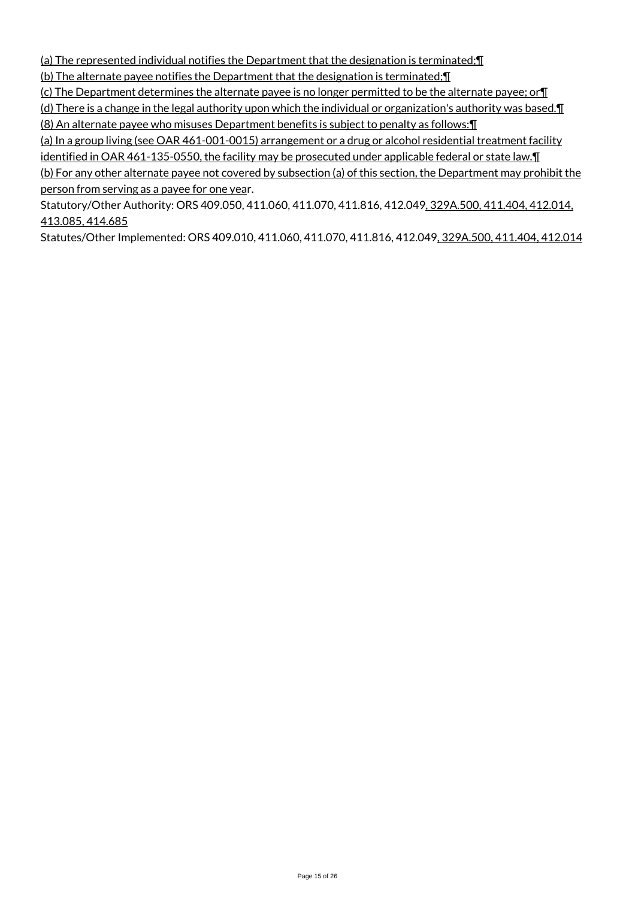(a) The represented individual notifies the Department that the designation is terminated;¶
(b) The alternate payee notifies the Department that the designation is terminated;¶
(c) The Department determines the alternate payee is no longer permitted to be the alternate payee; or¶
(d) There is a change in the legal authority upon which the individual or organization's authority was based.¶
(8) An alternate payee who misuses Department benefits is subject to penalty as follows:¶
(a) In a group living (see OAR 461-001-0015) arrangement or a drug or alcohol residential treatment facility identified in OAR 461-135-0550, the facility may be prosecuted under applicable federal or state law.¶
(b) For any other alternate payee not covered by subsection (a) of this section, the Department may prohibit the person from serving as a payee for one year.

Statutory/Other Authority: ORS 409.050, 411.060, 411.070, 411.816, 412.049, 329A.500, 411.404, 412.014, 413.085, 414.685

Statutes/Other Implemented: ORS 409.010, 411.060, 411.070, 411.816, 412.049, 329A.500, 411.404, 412.014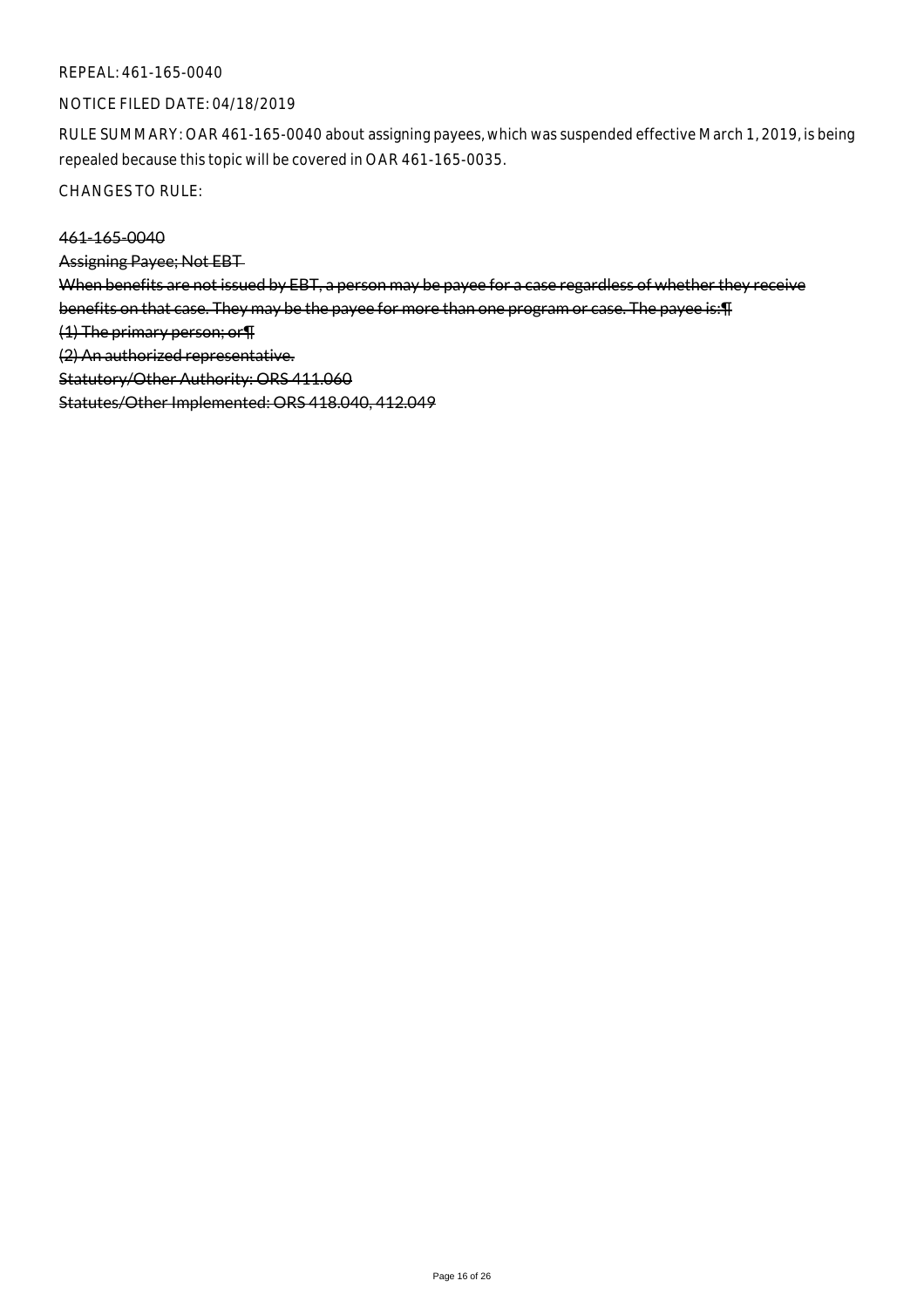REPEAL: 461-165-0040

NOTICE FILED DATE: 04/18/2019

RULE SUMMARY: OAR 461-165-0040 about assigning payees, which was suspended effective March 1, 2019, is being repealed because this topic will be covered in OAR 461-165-0035.

CHANGES TO RULE:

~~461-165-0040~~

~~Assigning Payee; Not EBT~~

~~When benefits are not issued by EBT, a person may be payee for a case regardless of whether they receive benefits on that case. They may be the payee for more than one program or case. The payee is:¶~~

~~(1) The primary person; or¶~~

~~(2) An authorized representative.~~

~~Statutory/Other Authority: ORS 411.060~~

~~Statutes/Other Implemented: ORS 418.040, 412.049~~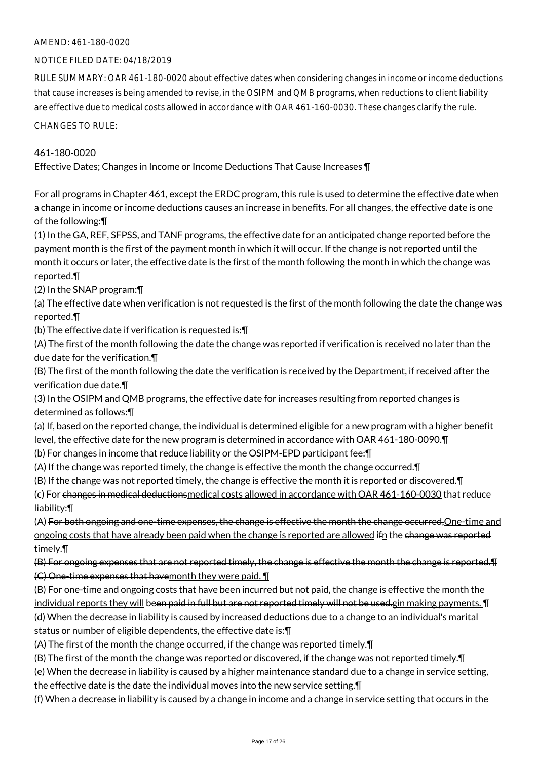AMEND: 461-180-0020

NOTICE FILED DATE: 04/18/2019

RULE SUMMARY: OAR 461-180-0020 about effective dates when considering changes in income or income deductions that cause increases is being amended to revise, in the OSIPM and QMB programs, when reductions to client liability are effective due to medical costs allowed in accordance with OAR 461-160-0030. These changes clarify the rule.

CHANGES TO RULE:

461-180-0020

Effective Dates; Changes in Income or Income Deductions That Cause Increases ¶

For all programs in Chapter 461, except the ERDC program, this rule is used to determine the effective date when a change in income or income deductions causes an increase in benefits. For all changes, the effective date is one of the following:¶

(1) In the GA, REF, SFPSS, and TANF programs, the effective date for an anticipated change reported before the payment month is the first of the payment month in which it will occur. If the change is not reported until the month it occurs or later, the effective date is the first of the month following the month in which the change was reported.¶

(2) In the SNAP program:¶

(a) The effective date when verification is not requested is the first of the month following the date the change was reported.¶

(b) The effective date if verification is requested is:¶

(A) The first of the month following the date the change was reported if verification is received no later than the due date for the verification.¶

(B) The first of the month following the date the verification is received by the Department, if received after the verification due date.¶

(3) In the OSIPM and QMB programs, the effective date for increases resulting from reported changes is determined as follows:¶

(a) If, based on the reported change, the individual is determined eligible for a new program with a higher benefit level, the effective date for the new program is determined in accordance with OAR 461-180-0090.¶

(b) For changes in income that reduce liability or the OSIPM-EPD participant fee:¶

(A) If the change was reported timely, the change is effective the month the change occurred.¶

(B) If the change was not reported timely, the change is effective the month it is reported or discovered.¶

(c) For ~~changes in medical deductions~~medical costs allowed in accordance with OAR 461-160-0030 that reduce liability:¶

(A) ~~For both ongoing and one-time expenses, the change is effective the month the change occurred,~~One-time and ongoing costs that have already been paid when the change is reported are allowed i~~f~~n the ~~change was reported timely.¶~~

~~(B) For ongoing expenses that are not reported timely, the change is effective the month the change is reported.¶~~
~~(C) One-time expenses that have~~month they were paid. ¶

(B) For one-time and ongoing costs that have been incurred but not paid, the change is effective the month the individual reports they will be~~en paid in full but are not reported timely will not be used.~~gin making payments. ¶

(d) When the decrease in liability is caused by increased deductions due to a change to an individual's marital status or number of eligible dependents, the effective date is:¶

(A) The first of the month the change occurred, if the change was reported timely.¶

(B) The first of the month the change was reported or discovered, if the change was not reported timely.¶

(e) When the decrease in liability is caused by a higher maintenance standard due to a change in service setting, the effective date is the date the individual moves into the new service setting.¶

(f) When a decrease in liability is caused by a change in income and a change in service setting that occurs in the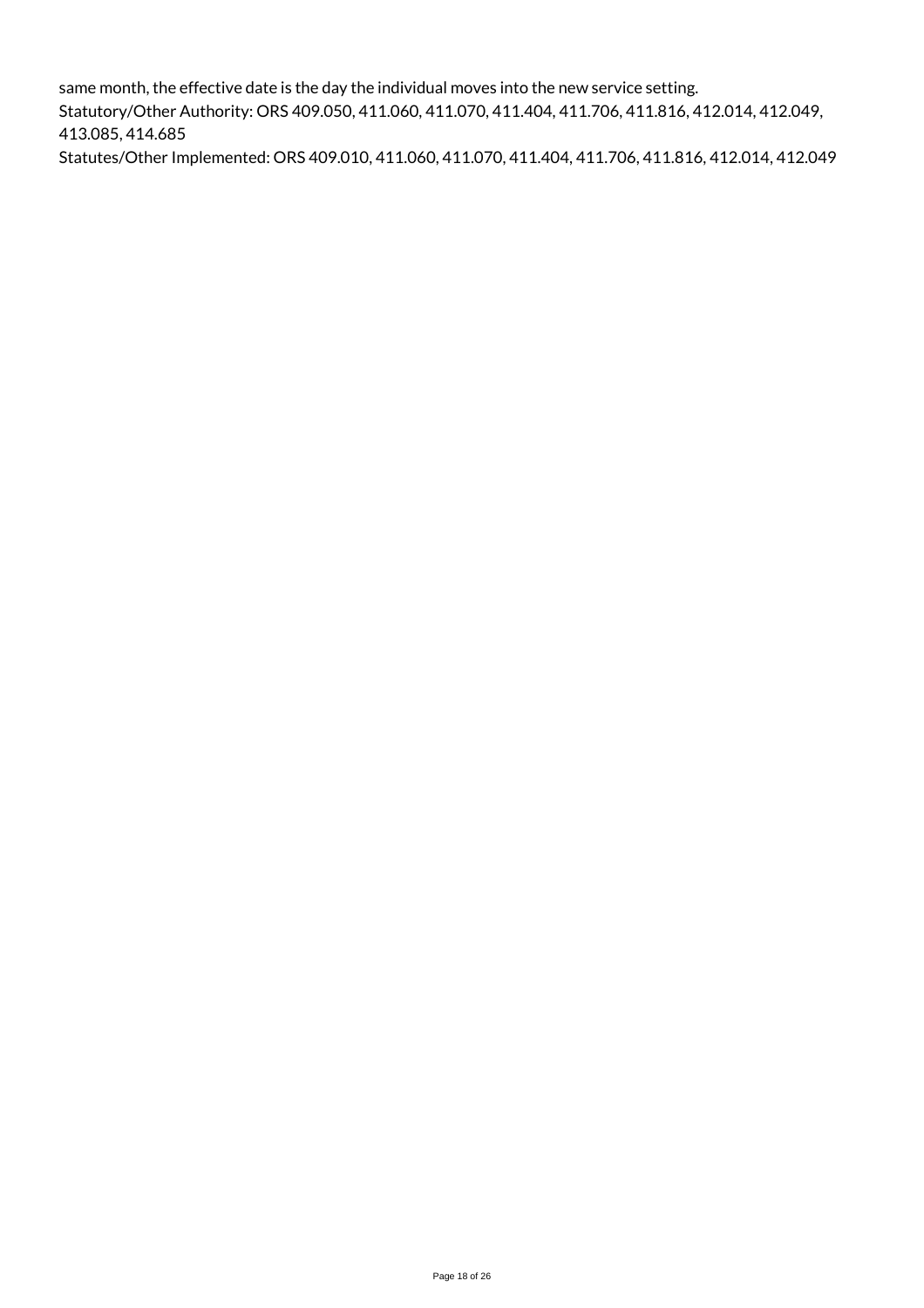same month, the effective date is the day the individual moves into the new service setting.

Statutory/Other Authority: ORS 409.050, 411.060, 411.070, 411.404, 411.706, 411.816, 412.014, 412.049, 413.085, 414.685

Statutes/Other Implemented: ORS 409.010, 411.060, 411.070, 411.404, 411.706, 411.816, 412.014, 412.049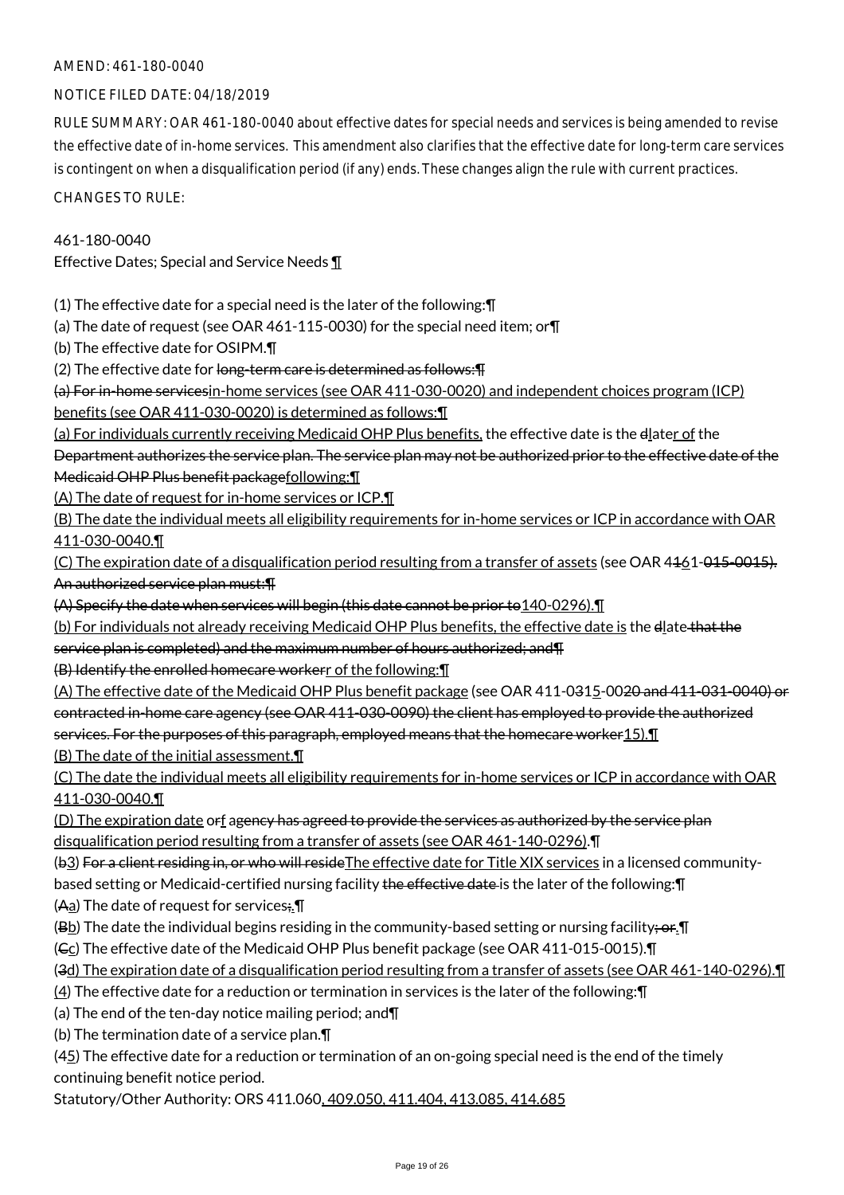AMEND: 461-180-0040

NOTICE FILED DATE: 04/18/2019

RULE SUMMARY: OAR 461-180-0040 about effective dates for special needs and services is being amended to revise the effective date of in-home services. This amendment also clarifies that the effective date for long-term care services is contingent on when a disqualification period (if any) ends. These changes align the rule with current practices.

CHANGES TO RULE:

461-180-0040
Effective Dates; Special and Service Needs ¶

(1) The effective date for a special need is the later of the following:¶
(a) The date of request (see OAR 461-115-0030) for the special need item; or¶
(b) The effective date for OSIPM.¶
(2) The effective date for long-term care is determined as follows:¶
(a) For in-home servicesin-home services (see OAR 411-030-0020) and independent choices program (ICP) benefits (see OAR 411-030-0020) is determined as follows:¶
(a) For individuals currently receiving Medicaid OHP Plus benefits, the effective date is the dlater of the Department authorizes the service plan. The service plan may not be authorized prior to the effective date of the Medicaid OHP Plus benefit packagefollowing:¶
(A) The date of request for in-home services or ICP.¶
(B) The date the individual meets all eligibility requirements for in-home services or ICP in accordance with OAR 411-030-0040.¶
(C) The expiration date of a disqualification period resulting from a transfer of assets (see OAR 4161-015-0015). An authorized service plan must:¶
(A) Specify the date when services will begin (this date cannot be prior to140-0296).¶
(b) For individuals not already receiving Medicaid OHP Plus benefits, the effective date is the dlate that the service plan is completed) and the maximum number of hours authorized; and¶
(B) Identify the enrolled homecare workerr of the following:¶
(A) The effective date of the Medicaid OHP Plus benefit package (see OAR 411-0315-0020 and 411-031-0040) or contracted in-home care agency (see OAR 411-030-0090) the client has employed to provide the authorized services. For the purposes of this paragraph, employed means that the homecare worker15).¶
(B) The date of the initial assessment.¶
(C) The date the individual meets all eligibility requirements for in-home services or ICP in accordance with OAR 411-030-0040.¶
(D) The expiration date orf agency has agreed to provide the services as authorized by the service plan disqualification period resulting from a transfer of assets (see OAR 461-140-0296).¶
(b3) For a client residing in, or who will resideThe effective date for Title XIX services in a licensed community-based setting or Medicaid-certified nursing facility the effective date is the later of the following:¶
(Aa) The date of request for services;.¶
(Bb) The date the individual begins residing in the community-based setting or nursing facility; or.¶
(Cc) The effective date of the Medicaid OHP Plus benefit package (see OAR 411-015-0015).¶
(3d) The expiration date of a disqualification period resulting from a transfer of assets (see OAR 461-140-0296).¶
(4) The effective date for a reduction or termination in services is the later of the following:¶
(a) The end of the ten-day notice mailing period; and¶
(b) The termination date of a service plan.¶
(45) The effective date for a reduction or termination of an on-going special need is the end of the timely continuing benefit notice period.
Statutory/Other Authority: ORS 411.060, 409.050, 411.404, 413.085, 414.685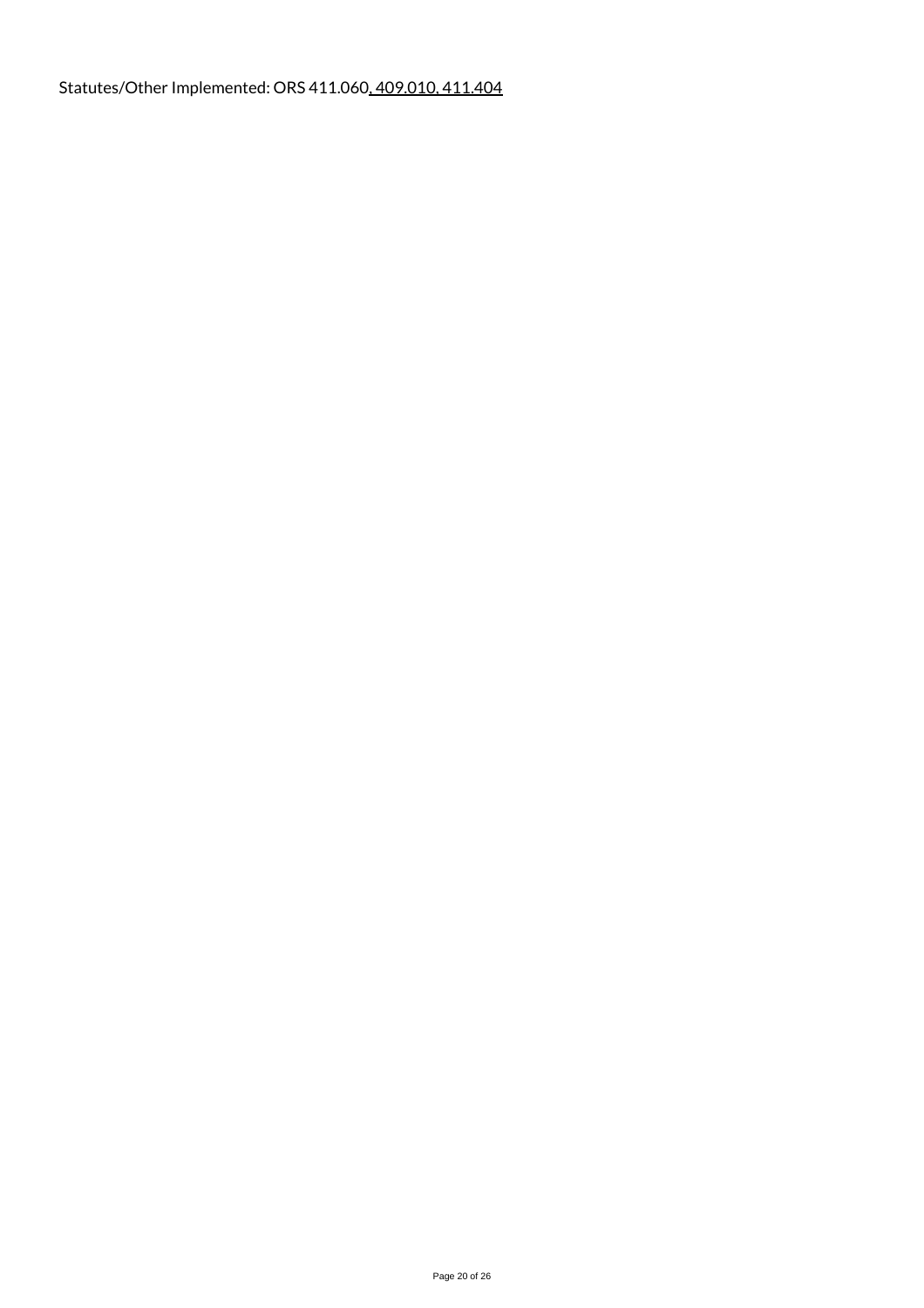Statutes/Other Implemented: ORS 411.060<u>, 409.010, 411.404</u>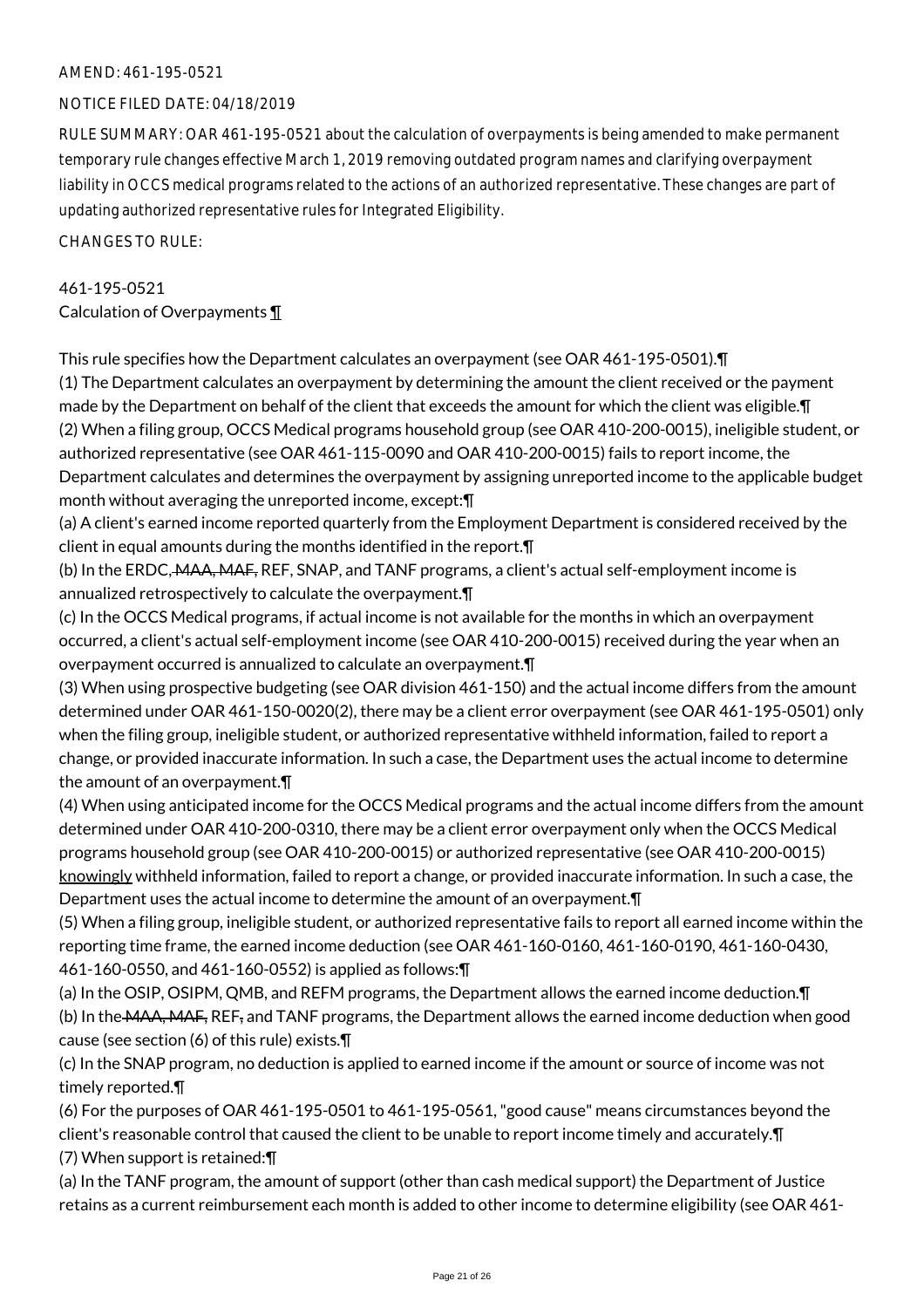AMEND: 461-195-0521

NOTICE FILED DATE: 04/18/2019

RULE SUMMARY: OAR 461-195-0521 about the calculation of overpayments is being amended to make permanent temporary rule changes effective March 1, 2019 removing outdated program names and clarifying overpayment liability in OCCS medical programs related to the actions of an authorized representative. These changes are part of updating authorized representative rules for Integrated Eligibility.

CHANGES TO RULE:

461-195-0521
Calculation of Overpayments ¶

This rule specifies how the Department calculates an overpayment (see OAR 461-195-0501).¶
(1) The Department calculates an overpayment by determining the amount the client received or the payment made by the Department on behalf of the client that exceeds the amount for which the client was eligible.¶
(2) When a filing group, OCCS Medical programs household group (see OAR 410-200-0015), ineligible student, or authorized representative (see OAR 461-115-0090 and OAR 410-200-0015) fails to report income, the Department calculates and determines the overpayment by assigning unreported income to the applicable budget month without averaging the unreported income, except:¶
(a) A client's earned income reported quarterly from the Employment Department is considered received by the client in equal amounts during the months identified in the report.¶
(b) In the ERDC, ~~MAA, MAF,~~ REF, SNAP, and TANF programs, a client's actual self-employment income is annualized retrospectively to calculate the overpayment.¶
(c) In the OCCS Medical programs, if actual income is not available for the months in which an overpayment occurred, a client's actual self-employment income (see OAR 410-200-0015) received during the year when an overpayment occurred is annualized to calculate an overpayment.¶
(3) When using prospective budgeting (see OAR division 461-150) and the actual income differs from the amount determined under OAR 461-150-0020(2), there may be a client error overpayment (see OAR 461-195-0501) only when the filing group, ineligible student, or authorized representative withheld information, failed to report a change, or provided inaccurate information. In such a case, the Department uses the actual income to determine the amount of an overpayment.¶
(4) When using anticipated income for the OCCS Medical programs and the actual income differs from the amount determined under OAR 410-200-0310, there may be a client error overpayment only when the OCCS Medical programs household group (see OAR 410-200-0015) or authorized representative (see OAR 410-200-0015) <u>knowingly</u> withheld information, failed to report a change, or provided inaccurate information. In such a case, the Department uses the actual income to determine the amount of an overpayment.¶
(5) When a filing group, ineligible student, or authorized representative fails to report all earned income within the reporting time frame, the earned income deduction (see OAR 461-160-0160, 461-160-0190, 461-160-0430, 461-160-0550, and 461-160-0552) is applied as follows:¶
(a) In the OSIP, OSIPM, QMB, and REFM programs, the Department allows the earned income deduction.¶
(b) In the ~~MAA, MAF,~~ REF~~,~~ and TANF programs, the Department allows the earned income deduction when good cause (see section (6) of this rule) exists.¶
(c) In the SNAP program, no deduction is applied to earned income if the amount or source of income was not timely reported.¶
(6) For the purposes of OAR 461-195-0501 to 461-195-0561, "good cause" means circumstances beyond the client's reasonable control that caused the client to be unable to report income timely and accurately.¶
(7) When support is retained:¶
(a) In the TANF program, the amount of support (other than cash medical support) the Department of Justice retains as a current reimbursement each month is added to other income to determine eligibility (see OAR 461-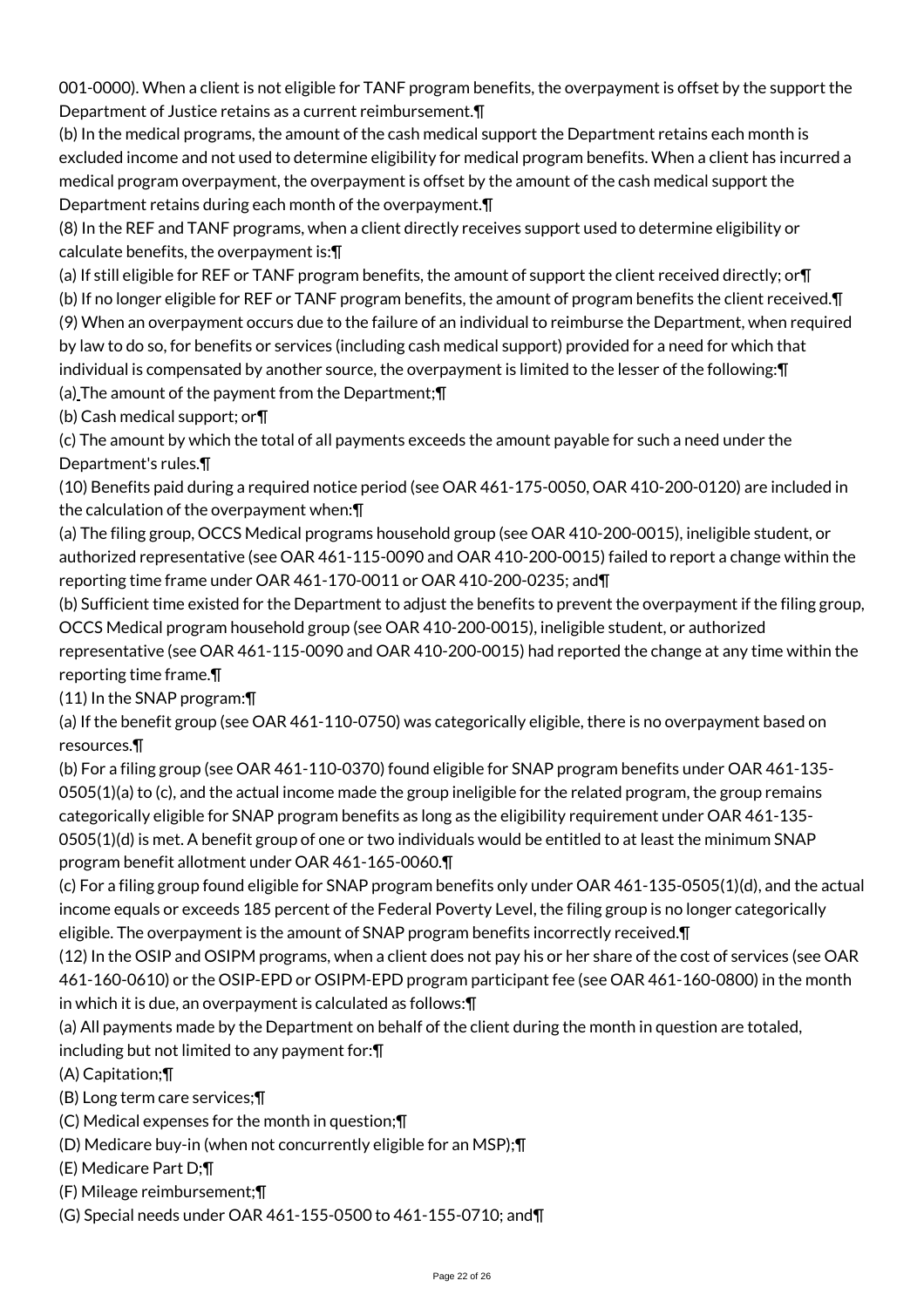001-0000). When a client is not eligible for TANF program benefits, the overpayment is offset by the support the Department of Justice retains as a current reimbursement.¶

(b) In the medical programs, the amount of the cash medical support the Department retains each month is excluded income and not used to determine eligibility for medical program benefits. When a client has incurred a medical program overpayment, the overpayment is offset by the amount of the cash medical support the Department retains during each month of the overpayment.¶

(8) In the REF and TANF programs, when a client directly receives support used to determine eligibility or calculate benefits, the overpayment is:¶

(a) If still eligible for REF or TANF program benefits, the amount of support the client received directly; or¶

(b) If no longer eligible for REF or TANF program benefits, the amount of program benefits the client received.¶

(9) When an overpayment occurs due to the failure of an individual to reimburse the Department, when required by law to do so, for benefits or services (including cash medical support) provided for a need for which that individual is compensated by another source, the overpayment is limited to the lesser of the following:¶

(a) The amount of the payment from the Department;¶

(b) Cash medical support; or¶

(c) The amount by which the total of all payments exceeds the amount payable for such a need under the Department's rules.¶

(10) Benefits paid during a required notice period (see OAR 461-175-0050, OAR 410-200-0120) are included in the calculation of the overpayment when:¶

(a) The filing group, OCCS Medical programs household group (see OAR 410-200-0015), ineligible student, or authorized representative (see OAR 461-115-0090 and OAR 410-200-0015) failed to report a change within the reporting time frame under OAR 461-170-0011 or OAR 410-200-0235; and¶

(b) Sufficient time existed for the Department to adjust the benefits to prevent the overpayment if the filing group, OCCS Medical program household group (see OAR 410-200-0015), ineligible student, or authorized representative (see OAR 461-115-0090 and OAR 410-200-0015) had reported the change at any time within the reporting time frame.¶

(11) In the SNAP program:¶

(a) If the benefit group (see OAR 461-110-0750) was categorically eligible, there is no overpayment based on resources.¶

(b) For a filing group (see OAR 461-110-0370) found eligible for SNAP program benefits under OAR 461-135-0505(1)(a) to (c), and the actual income made the group ineligible for the related program, the group remains categorically eligible for SNAP program benefits as long as the eligibility requirement under OAR 461-135-0505(1)(d) is met. A benefit group of one or two individuals would be entitled to at least the minimum SNAP program benefit allotment under OAR 461-165-0060.¶

(c) For a filing group found eligible for SNAP program benefits only under OAR 461-135-0505(1)(d), and the actual income equals or exceeds 185 percent of the Federal Poverty Level, the filing group is no longer categorically eligible. The overpayment is the amount of SNAP program benefits incorrectly received.¶

(12) In the OSIP and OSIPM programs, when a client does not pay his or her share of the cost of services (see OAR 461-160-0610) or the OSIP-EPD or OSIPM-EPD program participant fee (see OAR 461-160-0800) in the month in which it is due, an overpayment is calculated as follows:¶

(a) All payments made by the Department on behalf of the client during the month in question are totaled, including but not limited to any payment for:¶

(A) Capitation;¶

(B) Long term care services;¶

(C) Medical expenses for the month in question;¶

(D) Medicare buy-in (when not concurrently eligible for an MSP);¶

(E) Medicare Part D;¶

(F) Mileage reimbursement;¶

(G) Special needs under OAR 461-155-0500 to 461-155-0710; and¶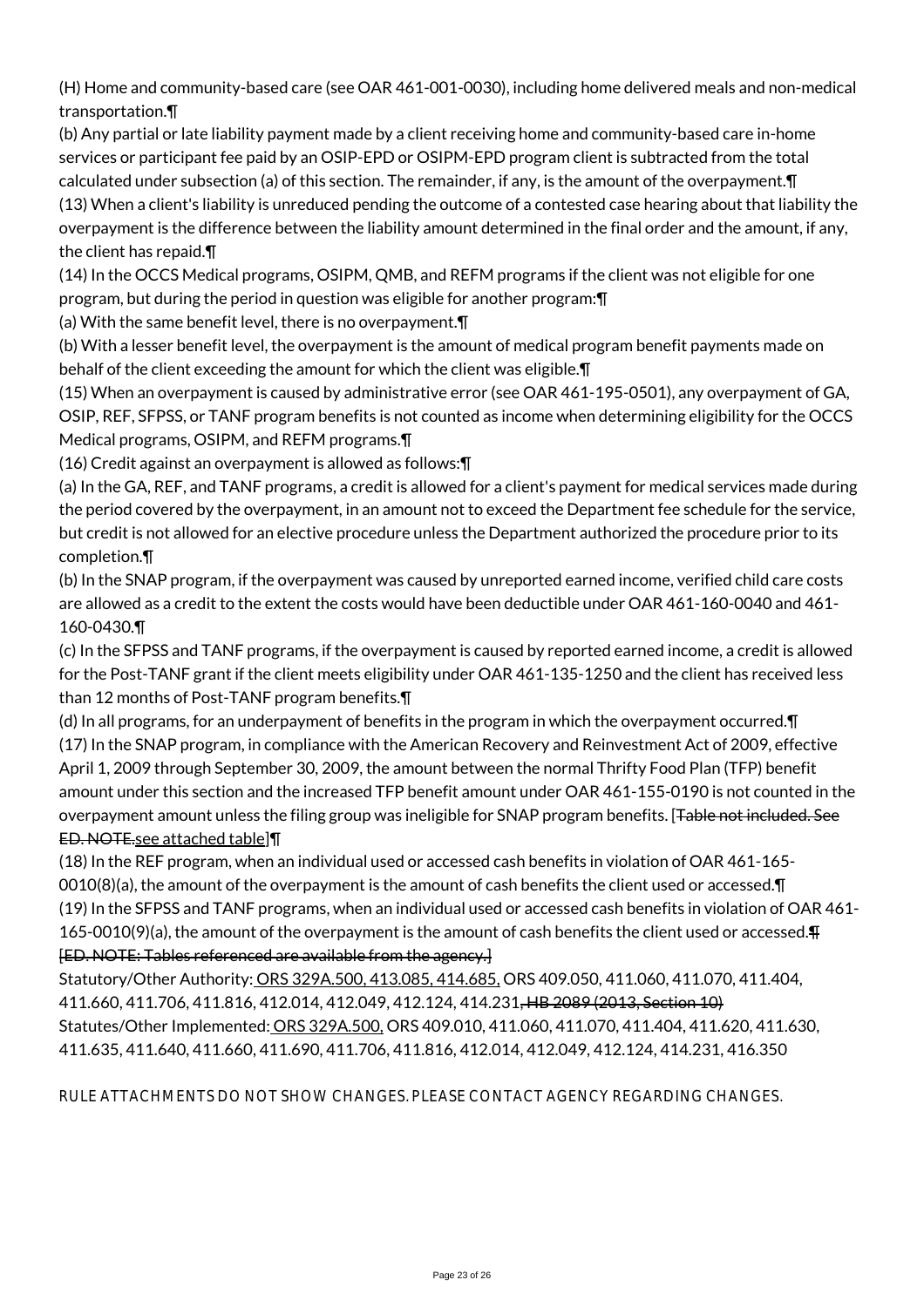(H) Home and community-based care (see OAR 461-001-0030), including home delivered meals and non-medical transportation.¶

(b) Any partial or late liability payment made by a client receiving home and community-based care in-home services or participant fee paid by an OSIP-EPD or OSIPM-EPD program client is subtracted from the total calculated under subsection (a) of this section. The remainder, if any, is the amount of the overpayment.¶

(13) When a client's liability is unreduced pending the outcome of a contested case hearing about that liability the overpayment is the difference between the liability amount determined in the final order and the amount, if any, the client has repaid.¶

(14) In the OCCS Medical programs, OSIPM, QMB, and REFM programs if the client was not eligible for one program, but during the period in question was eligible for another program:¶

(a) With the same benefit level, there is no overpayment.¶

(b) With a lesser benefit level, the overpayment is the amount of medical program benefit payments made on behalf of the client exceeding the amount for which the client was eligible.¶

(15) When an overpayment is caused by administrative error (see OAR 461-195-0501), any overpayment of GA, OSIP, REF, SFPSS, or TANF program benefits is not counted as income when determining eligibility for the OCCS Medical programs, OSIPM, and REFM programs.¶

(16) Credit against an overpayment is allowed as follows:¶

(a) In the GA, REF, and TANF programs, a credit is allowed for a client's payment for medical services made during the period covered by the overpayment, in an amount not to exceed the Department fee schedule for the service, but credit is not allowed for an elective procedure unless the Department authorized the procedure prior to its completion.¶

(b) In the SNAP program, if the overpayment was caused by unreported earned income, verified child care costs are allowed as a credit to the extent the costs would have been deductible under OAR 461-160-0040 and 461-160-0430.¶

(c) In the SFPSS and TANF programs, if the overpayment is caused by reported earned income, a credit is allowed for the Post-TANF grant if the client meets eligibility under OAR 461-135-1250 and the client has received less than 12 months of Post-TANF program benefits.¶

(d) In all programs, for an underpayment of benefits in the program in which the overpayment occurred.¶

(17) In the SNAP program, in compliance with the American Recovery and Reinvestment Act of 2009, effective April 1, 2009 through September 30, 2009, the amount between the normal Thrifty Food Plan (TFP) benefit amount under this section and the increased TFP benefit amount under OAR 461-155-0190 is not counted in the overpayment amount unless the filing group was ineligible for SNAP program benefits. [~~Table not included. See ED. NOTE.~~see attached table]¶

(18) In the REF program, when an individual used or accessed cash benefits in violation of OAR 461-165-0010(8)(a), the amount of the overpayment is the amount of cash benefits the client used or accessed.¶

(19) In the SFPSS and TANF programs, when an individual used or accessed cash benefits in violation of OAR 461-165-0010(9)(a), the amount of the overpayment is the amount of cash benefits the client used or accessed.~~¶~~
~~[ED. NOTE: Tables referenced are available from the agency.]~~

Statutory/Other Authority: ORS 329A.500, 413.085, 414.685, ORS 409.050, 411.060, 411.070, 411.404, 411.660, 411.706, 411.816, 412.014, 412.049, 412.124, 414.231~~, HB 2089 (2013, Section 10)~~
Statutes/Other Implemented: ORS 329A.500, ORS 409.010, 411.060, 411.070, 411.404, 411.620, 411.630, 411.635, 411.640, 411.660, 411.690, 411.706, 411.816, 412.014, 412.049, 412.124, 414.231, 416.350

RULE ATTACHMENTS DO NOT SHOW CHANGES. PLEASE CONTACT AGENCY REGARDING CHANGES.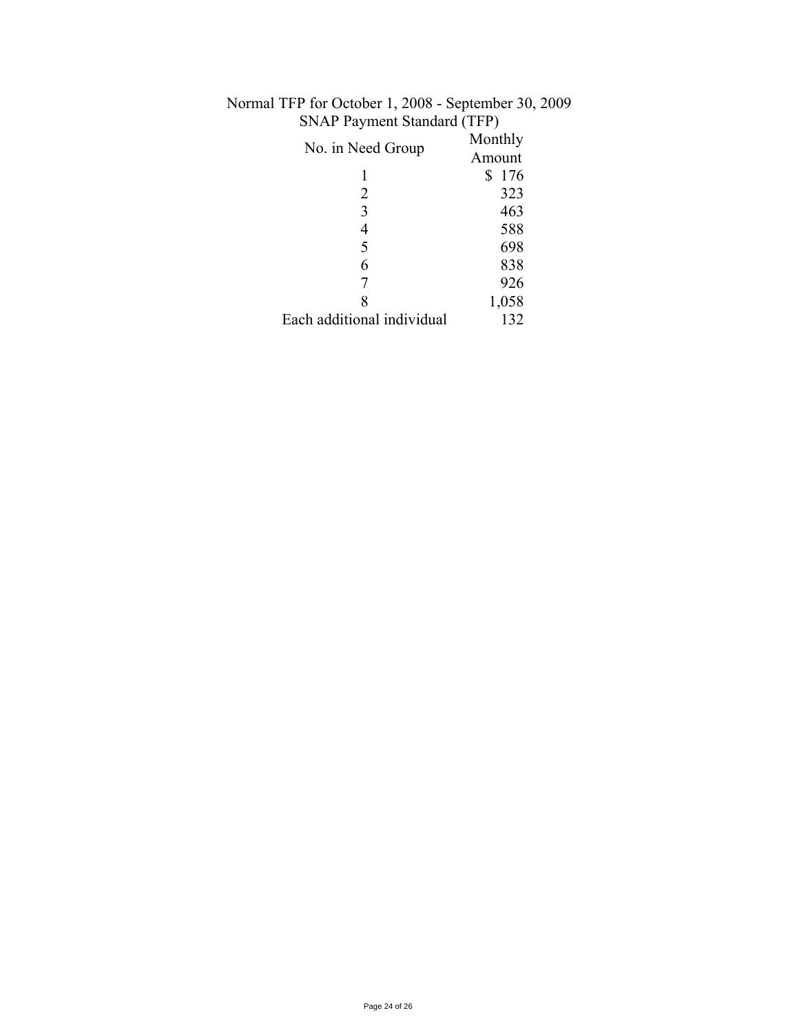Normal TFP for October 1, 2008 - September 30, 2009

SNAP Payment Standard (TFP)

| No. in Need Group | Monthly Amount |
|---|---|
| 1 | $ 176 |
| 2 | 323 |
| 3 | 463 |
| 4 | 588 |
| 5 | 698 |
| 6 | 838 |
| 7 | 926 |
| 8 | 1,058 |
| Each additional individual | 132 |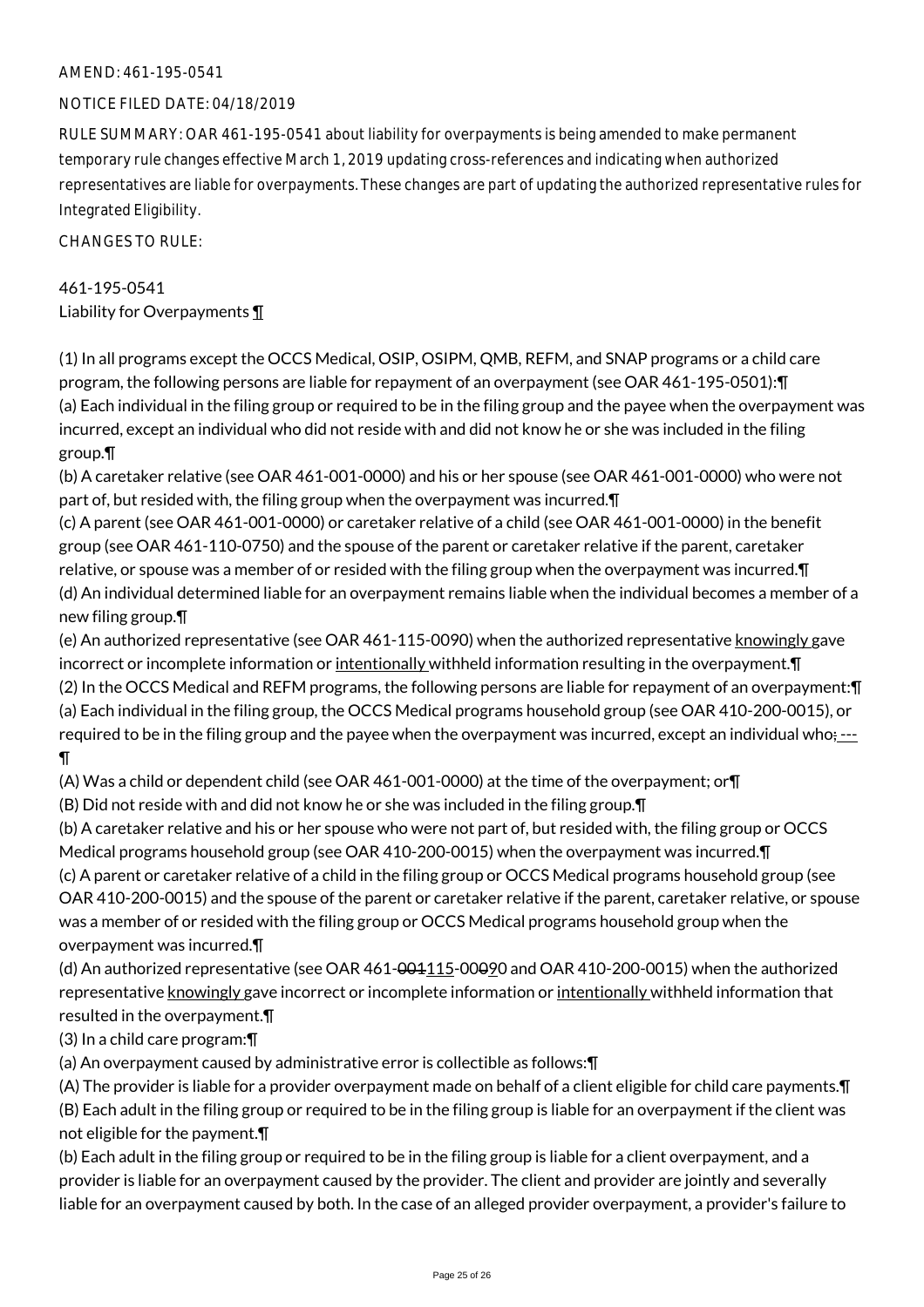AMEND: 461-195-0541

NOTICE FILED DATE: 04/18/2019

RULE SUMMARY: OAR 461-195-0541 about liability for overpayments is being amended to make permanent temporary rule changes effective March 1, 2019 updating cross-references and indicating when authorized representatives are liable for overpayments. These changes are part of updating the authorized representative rules for Integrated Eligibility.

CHANGES TO RULE:

461-195-0541
Liability for Overpayments ¶

(1) In all programs except the OCCS Medical, OSIP, OSIPM, QMB, REFM, and SNAP programs or a child care program, the following persons are liable for repayment of an overpayment (see OAR 461-195-0501):¶
(a) Each individual in the filing group or required to be in the filing group and the payee when the overpayment was incurred, except an individual who did not reside with and did not know he or she was included in the filing group.¶
(b) A caretaker relative (see OAR 461-001-0000) and his or her spouse (see OAR 461-001-0000) who were not part of, but resided with, the filing group when the overpayment was incurred.¶
(c) A parent (see OAR 461-001-0000) or caretaker relative of a child (see OAR 461-001-0000) in the benefit group (see OAR 461-110-0750) and the spouse of the parent or caretaker relative if the parent, caretaker relative, or spouse was a member of or resided with the filing group when the overpayment was incurred.¶
(d) An individual determined liable for an overpayment remains liable when the individual becomes a member of a new filing group.¶
(e) An authorized representative (see OAR 461-115-0090) when the authorized representative knowingly gave incorrect or incomplete information or intentionally withheld information resulting in the overpayment.¶
(2) In the OCCS Medical and REFM programs, the following persons are liable for repayment of an overpayment:¶
(a) Each individual in the filing group, the OCCS Medical programs household group (see OAR 410-200-0015), or required to be in the filing group and the payee when the overpayment was incurred, except an individual who; ---¶
(A) Was a child or dependent child (see OAR 461-001-0000) at the time of the overpayment; or¶
(B) Did not reside with and did not know he or she was included in the filing group.¶
(b) A caretaker relative and his or her spouse who were not part of, but resided with, the filing group or OCCS Medical programs household group (see OAR 410-200-0015) when the overpayment was incurred.¶
(c) A parent or caretaker relative of a child in the filing group or OCCS Medical programs household group (see OAR 410-200-0015) and the spouse of the parent or caretaker relative if the parent, caretaker relative, or spouse was a member of or resided with the filing group or OCCS Medical programs household group when the overpayment was incurred.¶
(d) An authorized representative (see OAR 461-~~001~~115-00~~0~~90 and OAR 410-200-0015) when the authorized representative knowingly gave incorrect or incomplete information or intentionally withheld information that resulted in the overpayment.¶
(3) In a child care program:¶
(a) An overpayment caused by administrative error is collectible as follows:¶
(A) The provider is liable for a provider overpayment made on behalf of a client eligible for child care payments.¶
(B) Each adult in the filing group or required to be in the filing group is liable for an overpayment if the client was not eligible for the payment.¶
(b) Each adult in the filing group or required to be in the filing group is liable for a client overpayment, and a provider is liable for an overpayment caused by the provider. The client and provider are jointly and severally liable for an overpayment caused by both. In the case of an alleged provider overpayment, a provider's failure to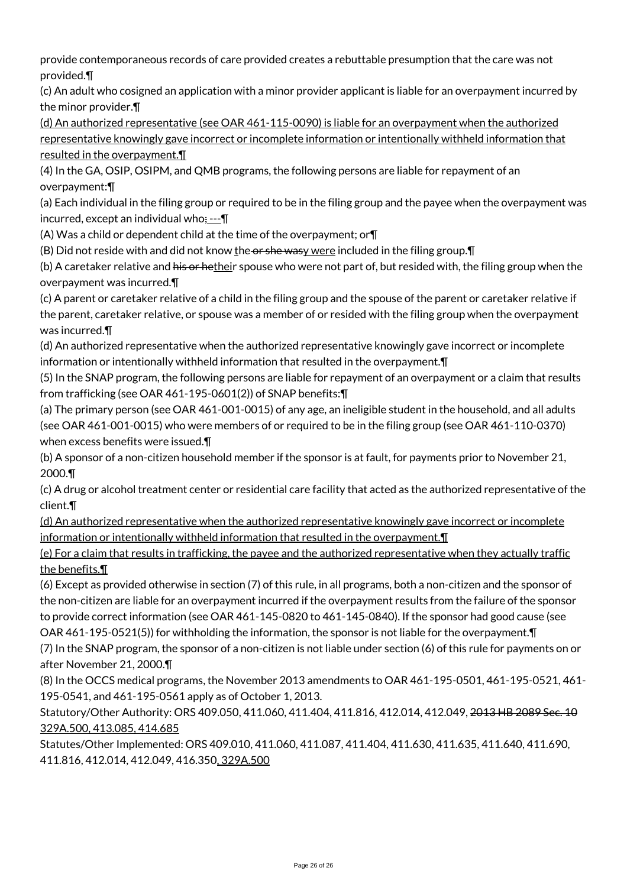provide contemporaneous records of care provided creates a rebuttable presumption that the care was not provided.¶

(c) An adult who cosigned an application with a minor provider applicant is liable for an overpayment incurred by the minor provider.¶

<u>(d) An authorized representative (see OAR 461-115-0090) is liable for an overpayment when the authorized representative knowingly gave incorrect or incomplete information or intentionally withheld information that resulted in the overpayment.¶</u>

(4) In the GA, OSIP, OSIPM, and QMB programs, the following persons are liable for repayment of an overpayment:¶

(a) Each individual in the filing group or required to be in the filing group and the payee when the overpayment was incurred, except an individual who~~;~~ <u>---</u>¶

(A) Was a child or dependent child at the time of the overpayment; or¶

(B) Did not reside with and did not know <u>t</u>he~~ or she was~~<u>y were</u> included in the filing group.¶

(b) A caretaker relative and ~~his or he~~<u>thei</u>r spouse who were not part of, but resided with, the filing group when the overpayment was incurred.¶

(c) A parent or caretaker relative of a child in the filing group and the spouse of the parent or caretaker relative if the parent, caretaker relative, or spouse was a member of or resided with the filing group when the overpayment was incurred.¶

(d) An authorized representative when the authorized representative knowingly gave incorrect or incomplete information or intentionally withheld information that resulted in the overpayment.¶

(5) In the SNAP program, the following persons are liable for repayment of an overpayment or a claim that results from trafficking (see OAR 461-195-0601(2)) of SNAP benefits:¶

(a) The primary person (see OAR 461-001-0015) of any age, an ineligible student in the household, and all adults (see OAR 461-001-0015) who were members of or required to be in the filing group (see OAR 461-110-0370) when excess benefits were issued.¶

(b) A sponsor of a non-citizen household member if the sponsor is at fault, for payments prior to November 21, 2000.¶

(c) A drug or alcohol treatment center or residential care facility that acted as the authorized representative of the client.¶

<u>(d) An authorized representative when the authorized representative knowingly gave incorrect or incomplete information or intentionally withheld information that resulted in the overpayment.¶</u>

<u>(e) For a claim that results in trafficking, the payee and the authorized representative when they actually traffic the benefits.¶</u>

(6) Except as provided otherwise in section (7) of this rule, in all programs, both a non-citizen and the sponsor of the non-citizen are liable for an overpayment incurred if the overpayment results from the failure of the sponsor to provide correct information (see OAR 461-145-0820 to 461-145-0840). If the sponsor had good cause (see OAR 461-195-0521(5)) for withholding the information, the sponsor is not liable for the overpayment.¶

(7) In the SNAP program, the sponsor of a non-citizen is not liable under section (6) of this rule for payments on or after November 21, 2000.¶

(8) In the OCCS medical programs, the November 2013 amendments to OAR 461-195-0501, 461-195-0521, 461-195-0541, and 461-195-0561 apply as of October 1, 2013.

Statutory/Other Authority: ORS 409.050, 411.060, 411.404, 411.816, 412.014, 412.049, ~~2013 HB 2089 Sec. 10~~ <u>329A.500, 413.085, 414.685</u>

Statutes/Other Implemented: ORS 409.010, 411.060, 411.087, 411.404, 411.630, 411.635, 411.640, 411.690, 411.816, 412.014, 412.049, 416.350<u>, 329A.500</u>